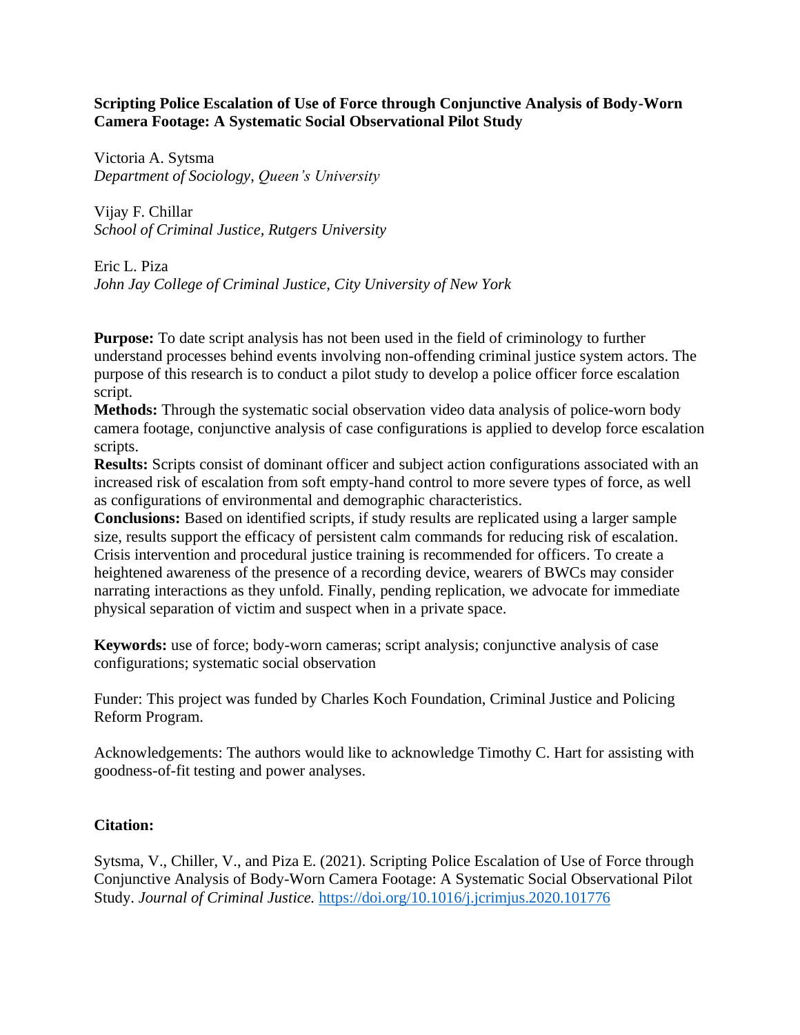**Scripting Police Escalation of Use of Force through Conjunctive Analysis of Body-Worn Camera Footage: A Systematic Social Observational Pilot Study**

Victoria A. Sytsma
*Department of Sociology, Queen's University*

Vijay F. Chillar
*School of Criminal Justice, Rutgers University*

Eric L. Piza
*John Jay College of Criminal Justice, City University of New York*

**Purpose:** To date script analysis has not been used in the field of criminology to further understand processes behind events involving non-offending criminal justice system actors. The purpose of this research is to conduct a pilot study to develop a police officer force escalation script.

**Methods:** Through the systematic social observation video data analysis of police-worn body camera footage, conjunctive analysis of case configurations is applied to develop force escalation scripts.

**Results:** Scripts consist of dominant officer and subject action configurations associated with an increased risk of escalation from soft empty-hand control to more severe types of force, as well as configurations of environmental and demographic characteristics.

**Conclusions:** Based on identified scripts, if study results are replicated using a larger sample size, results support the efficacy of persistent calm commands for reducing risk of escalation. Crisis intervention and procedural justice training is recommended for officers. To create a heightened awareness of the presence of a recording device, wearers of BWCs may consider narrating interactions as they unfold. Finally, pending replication, we advocate for immediate physical separation of victim and suspect when in a private space.

**Keywords:** use of force; body-worn cameras; script analysis; conjunctive analysis of case configurations; systematic social observation

Funder: This project was funded by Charles Koch Foundation, Criminal Justice and Policing Reform Program.

Acknowledgements: The authors would like to acknowledge Timothy C. Hart for assisting with goodness-of-fit testing and power analyses.

**Citation:**

Sytsma, V., Chiller, V., and Piza E. (2021). Scripting Police Escalation of Use of Force through Conjunctive Analysis of Body-Worn Camera Footage: A Systematic Social Observational Pilot Study. *Journal of Criminal Justice.* https://doi.org/10.1016/j.jcrimjus.2020.101776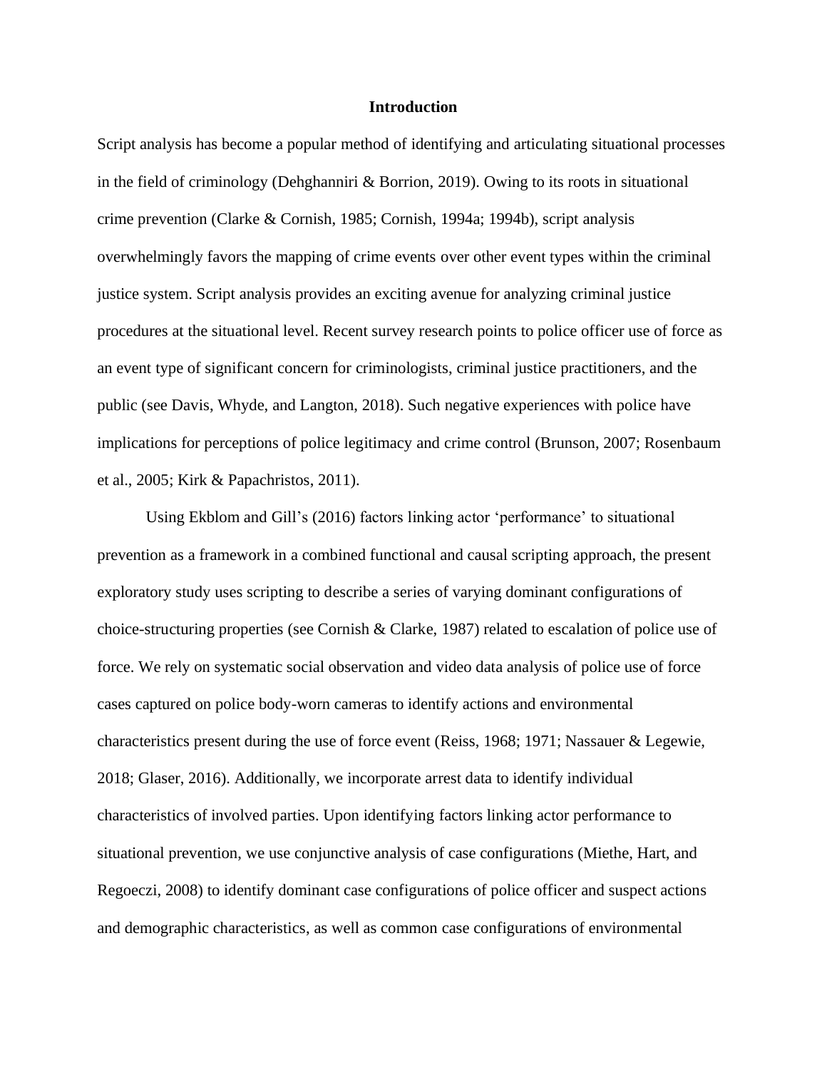## Introduction

Script analysis has become a popular method of identifying and articulating situational processes in the field of criminology (Dehghanniri & Borrion, 2019). Owing to its roots in situational crime prevention (Clarke & Cornish, 1985; Cornish, 1994a; 1994b), script analysis overwhelmingly favors the mapping of crime events over other event types within the criminal justice system. Script analysis provides an exciting avenue for analyzing criminal justice procedures at the situational level. Recent survey research points to police officer use of force as an event type of significant concern for criminologists, criminal justice practitioners, and the public (see Davis, Whyde, and Langton, 2018). Such negative experiences with police have implications for perceptions of police legitimacy and crime control (Brunson, 2007; Rosenbaum et al., 2005; Kirk & Papachristos, 2011).

Using Ekblom and Gill's (2016) factors linking actor 'performance' to situational prevention as a framework in a combined functional and causal scripting approach, the present exploratory study uses scripting to describe a series of varying dominant configurations of choice-structuring properties (see Cornish & Clarke, 1987) related to escalation of police use of force. We rely on systematic social observation and video data analysis of police use of force cases captured on police body-worn cameras to identify actions and environmental characteristics present during the use of force event (Reiss, 1968; 1971; Nassauer & Legewie, 2018; Glaser, 2016). Additionally, we incorporate arrest data to identify individual characteristics of involved parties. Upon identifying factors linking actor performance to situational prevention, we use conjunctive analysis of case configurations (Miethe, Hart, and Regoeczi, 2008) to identify dominant case configurations of police officer and suspect actions and demographic characteristics, as well as common case configurations of environmental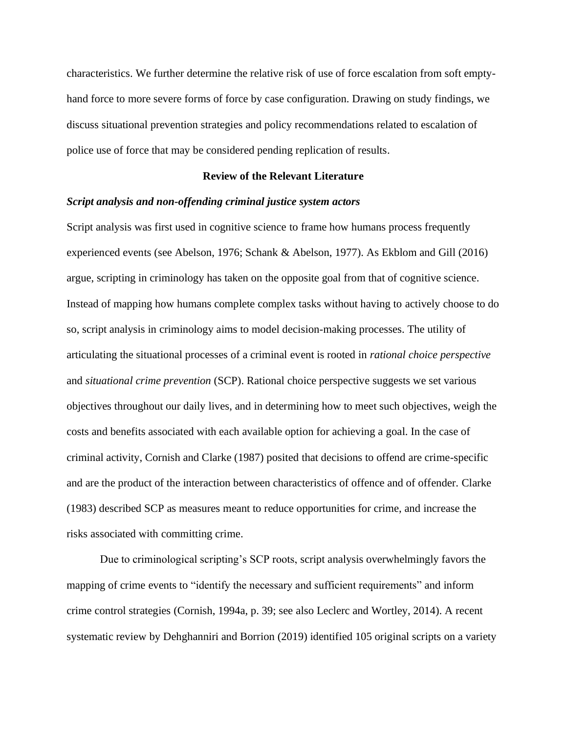characteristics. We further determine the relative risk of use of force escalation from soft empty-hand force to more severe forms of force by case configuration. Drawing on study findings, we discuss situational prevention strategies and policy recommendations related to escalation of police use of force that may be considered pending replication of results.

## Review of the Relevant Literature

### *Script analysis and non-offending criminal justice system actors*

Script analysis was first used in cognitive science to frame how humans process frequently experienced events (see Abelson, 1976; Schank & Abelson, 1977). As Ekblom and Gill (2016) argue, scripting in criminology has taken on the opposite goal from that of cognitive science. Instead of mapping how humans complete complex tasks without having to actively choose to do so, script analysis in criminology aims to model decision-making processes. The utility of articulating the situational processes of a criminal event is rooted in *rational choice perspective* and *situational crime prevention* (SCP). Rational choice perspective suggests we set various objectives throughout our daily lives, and in determining how to meet such objectives, weigh the costs and benefits associated with each available option for achieving a goal. In the case of criminal activity, Cornish and Clarke (1987) posited that decisions to offend are crime-specific and are the product of the interaction between characteristics of offence and of offender. Clarke (1983) described SCP as measures meant to reduce opportunities for crime, and increase the risks associated with committing crime.

Due to criminological scripting's SCP roots, script analysis overwhelmingly favors the mapping of crime events to "identify the necessary and sufficient requirements" and inform crime control strategies (Cornish, 1994a, p. 39; see also Leclerc and Wortley, 2014). A recent systematic review by Dehghanniri and Borrion (2019) identified 105 original scripts on a variety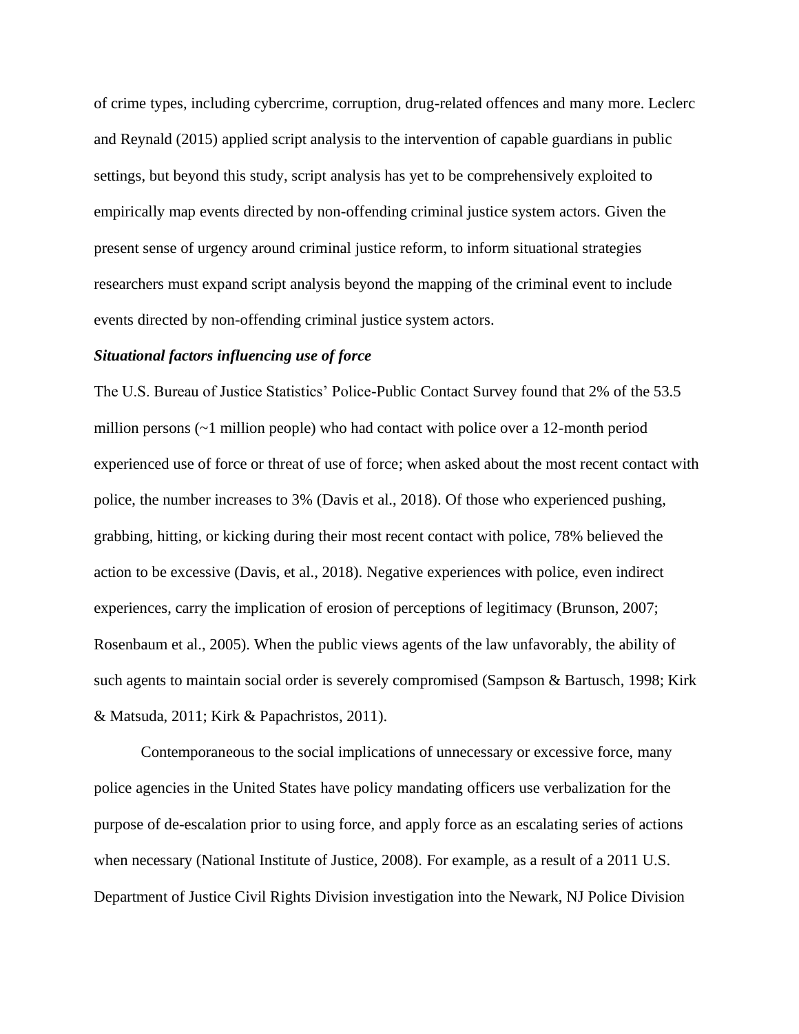of crime types, including cybercrime, corruption, drug-related offences and many more. Leclerc and Reynald (2015) applied script analysis to the intervention of capable guardians in public settings, but beyond this study, script analysis has yet to be comprehensively exploited to empirically map events directed by non-offending criminal justice system actors. Given the present sense of urgency around criminal justice reform, to inform situational strategies researchers must expand script analysis beyond the mapping of the criminal event to include events directed by non-offending criminal justice system actors.

### *Situational factors influencing use of force*

The U.S. Bureau of Justice Statistics' Police-Public Contact Survey found that 2% of the 53.5 million persons (~1 million people) who had contact with police over a 12-month period experienced use of force or threat of use of force; when asked about the most recent contact with police, the number increases to 3% (Davis et al., 2018). Of those who experienced pushing, grabbing, hitting, or kicking during their most recent contact with police, 78% believed the action to be excessive (Davis, et al., 2018). Negative experiences with police, even indirect experiences, carry the implication of erosion of perceptions of legitimacy (Brunson, 2007; Rosenbaum et al., 2005). When the public views agents of the law unfavorably, the ability of such agents to maintain social order is severely compromised (Sampson & Bartusch, 1998; Kirk & Matsuda, 2011; Kirk & Papachristos, 2011).

Contemporaneous to the social implications of unnecessary or excessive force, many police agencies in the United States have policy mandating officers use verbalization for the purpose of de-escalation prior to using force, and apply force as an escalating series of actions when necessary (National Institute of Justice, 2008). For example, as a result of a 2011 U.S. Department of Justice Civil Rights Division investigation into the Newark, NJ Police Division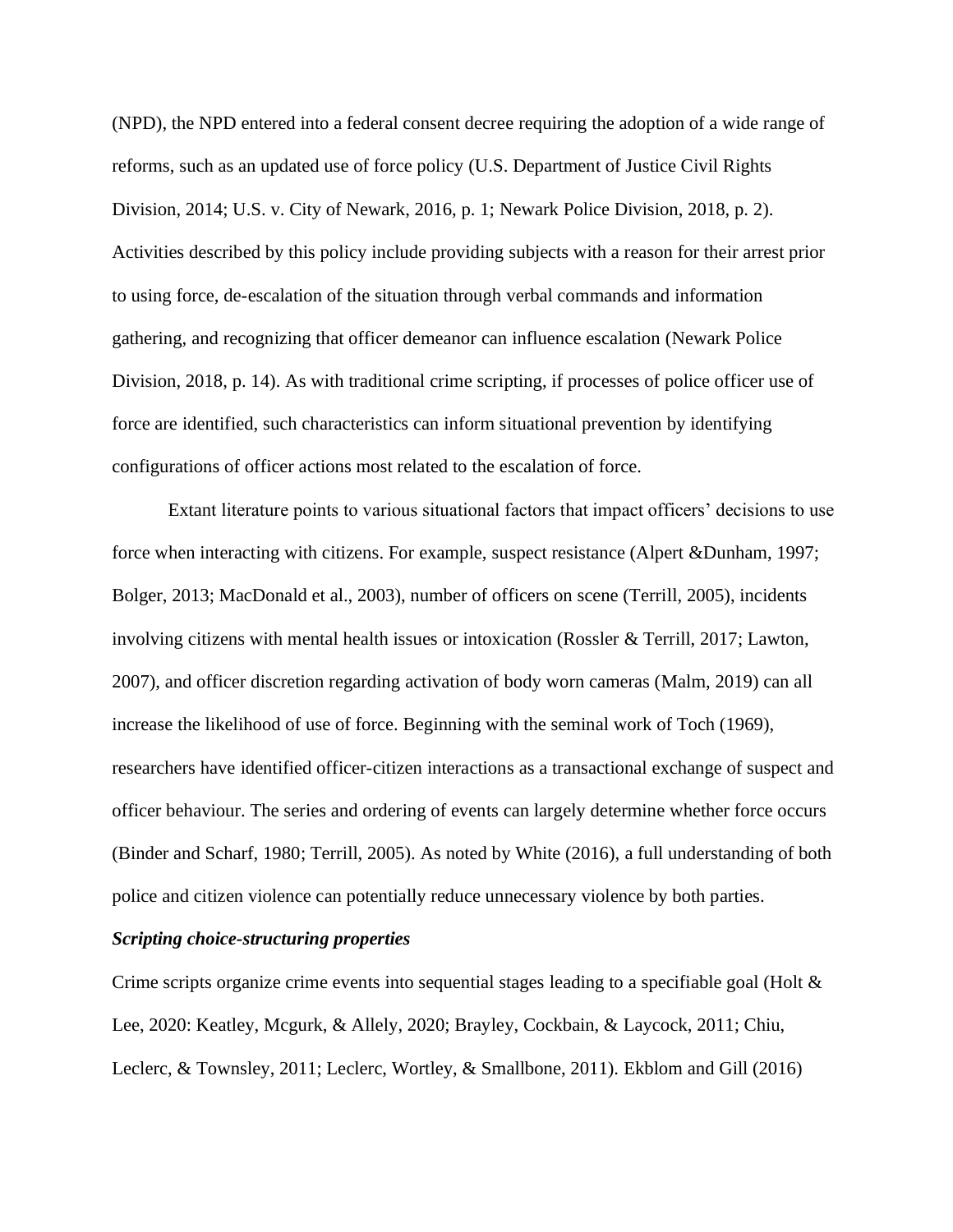(NPD), the NPD entered into a federal consent decree requiring the adoption of a wide range of reforms, such as an updated use of force policy (U.S. Department of Justice Civil Rights Division, 2014; U.S. v. City of Newark, 2016, p. 1; Newark Police Division, 2018, p. 2). Activities described by this policy include providing subjects with a reason for their arrest prior to using force, de-escalation of the situation through verbal commands and information gathering, and recognizing that officer demeanor can influence escalation (Newark Police Division, 2018, p. 14). As with traditional crime scripting, if processes of police officer use of force are identified, such characteristics can inform situational prevention by identifying configurations of officer actions most related to the escalation of force.

Extant literature points to various situational factors that impact officers' decisions to use force when interacting with citizens. For example, suspect resistance (Alpert &Dunham, 1997; Bolger, 2013; MacDonald et al., 2003), number of officers on scene (Terrill, 2005), incidents involving citizens with mental health issues or intoxication (Rossler & Terrill, 2017; Lawton, 2007), and officer discretion regarding activation of body worn cameras (Malm, 2019) can all increase the likelihood of use of force. Beginning with the seminal work of Toch (1969), researchers have identified officer-citizen interactions as a transactional exchange of suspect and officer behaviour. The series and ordering of events can largely determine whether force occurs (Binder and Scharf, 1980; Terrill, 2005). As noted by White (2016), a full understanding of both police and citizen violence can potentially reduce unnecessary violence by both parties.

### *Scripting choice-structuring properties*

Crime scripts organize crime events into sequential stages leading to a specifiable goal (Holt & Lee, 2020: Keatley, Mcgurk, & Allely, 2020; Brayley, Cockbain, & Laycock, 2011; Chiu, Leclerc, & Townsley, 2011; Leclerc, Wortley, & Smallbone, 2011). Ekblom and Gill (2016)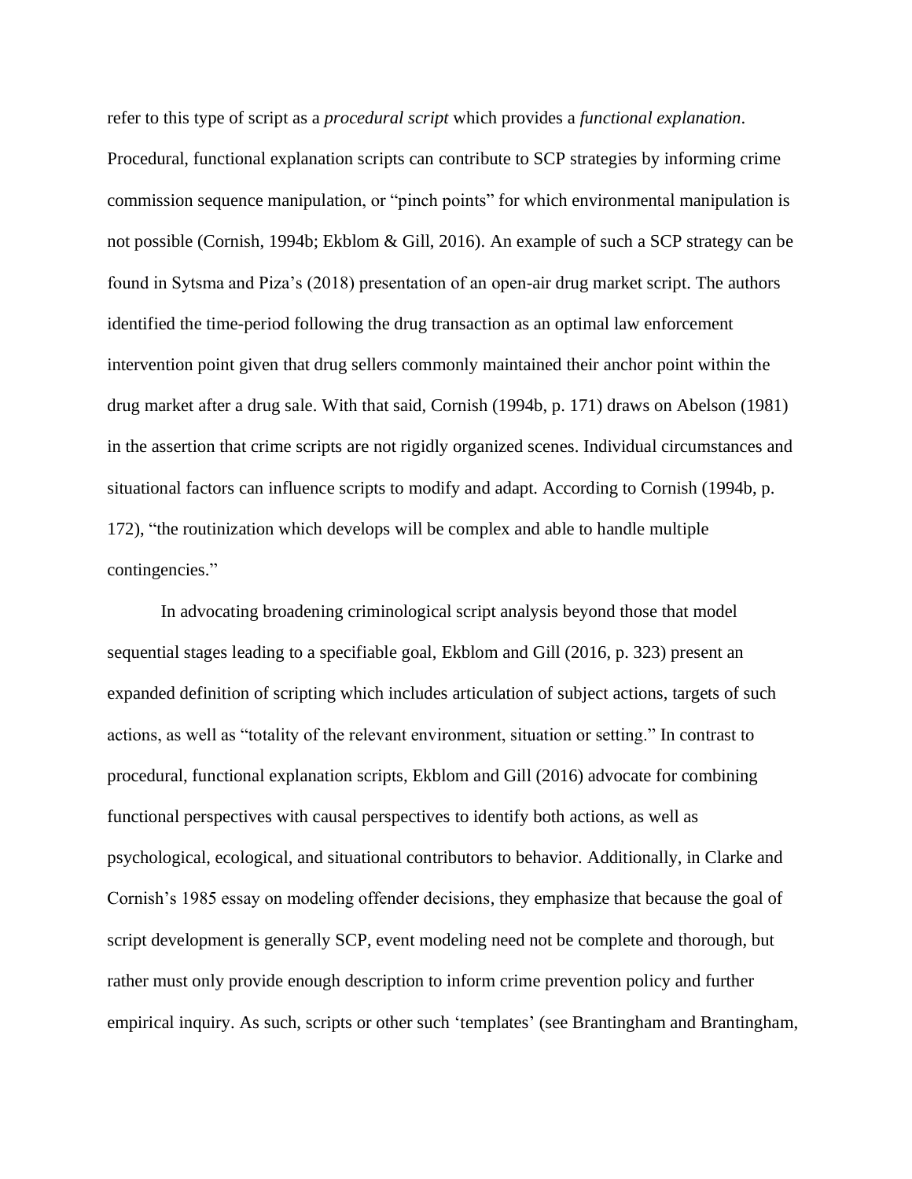refer to this type of script as a *procedural script* which provides a *functional explanation*. Procedural, functional explanation scripts can contribute to SCP strategies by informing crime commission sequence manipulation, or "pinch points" for which environmental manipulation is not possible (Cornish, 1994b; Ekblom & Gill, 2016). An example of such a SCP strategy can be found in Sytsma and Piza's (2018) presentation of an open-air drug market script. The authors identified the time-period following the drug transaction as an optimal law enforcement intervention point given that drug sellers commonly maintained their anchor point within the drug market after a drug sale. With that said, Cornish (1994b, p. 171) draws on Abelson (1981) in the assertion that crime scripts are not rigidly organized scenes. Individual circumstances and situational factors can influence scripts to modify and adapt. According to Cornish (1994b, p. 172), "the routinization which develops will be complex and able to handle multiple contingencies."

In advocating broadening criminological script analysis beyond those that model sequential stages leading to a specifiable goal, Ekblom and Gill (2016, p. 323) present an expanded definition of scripting which includes articulation of subject actions, targets of such actions, as well as "totality of the relevant environment, situation or setting." In contrast to procedural, functional explanation scripts, Ekblom and Gill (2016) advocate for combining functional perspectives with causal perspectives to identify both actions, as well as psychological, ecological, and situational contributors to behavior. Additionally, in Clarke and Cornish's 1985 essay on modeling offender decisions, they emphasize that because the goal of script development is generally SCP, event modeling need not be complete and thorough, but rather must only provide enough description to inform crime prevention policy and further empirical inquiry. As such, scripts or other such 'templates' (see Brantingham and Brantingham,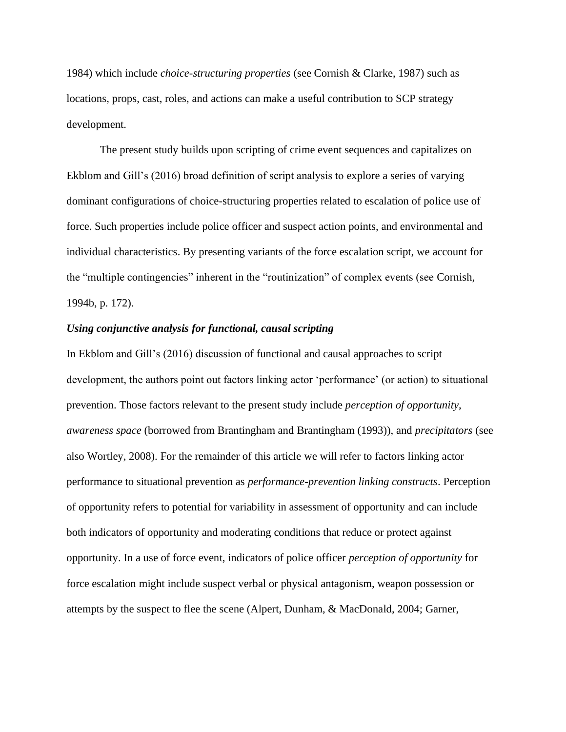1984) which include *choice-structuring properties* (see Cornish & Clarke, 1987) such as locations, props, cast, roles, and actions can make a useful contribution to SCP strategy development.

The present study builds upon scripting of crime event sequences and capitalizes on Ekblom and Gill's (2016) broad definition of script analysis to explore a series of varying dominant configurations of choice-structuring properties related to escalation of police use of force. Such properties include police officer and suspect action points, and environmental and individual characteristics. By presenting variants of the force escalation script, we account for the "multiple contingencies" inherent in the "routinization" of complex events (see Cornish, 1994b, p. 172).

### *Using conjunctive analysis for functional, causal scripting*

In Ekblom and Gill's (2016) discussion of functional and causal approaches to script development, the authors point out factors linking actor 'performance' (or action) to situational prevention. Those factors relevant to the present study include *perception of opportunity*, *awareness space* (borrowed from Brantingham and Brantingham (1993)), and *precipitators* (see also Wortley, 2008). For the remainder of this article we will refer to factors linking actor performance to situational prevention as *performance-prevention linking constructs*. Perception of opportunity refers to potential for variability in assessment of opportunity and can include both indicators of opportunity and moderating conditions that reduce or protect against opportunity. In a use of force event, indicators of police officer *perception of opportunity* for force escalation might include suspect verbal or physical antagonism, weapon possession or attempts by the suspect to flee the scene (Alpert, Dunham, & MacDonald, 2004; Garner,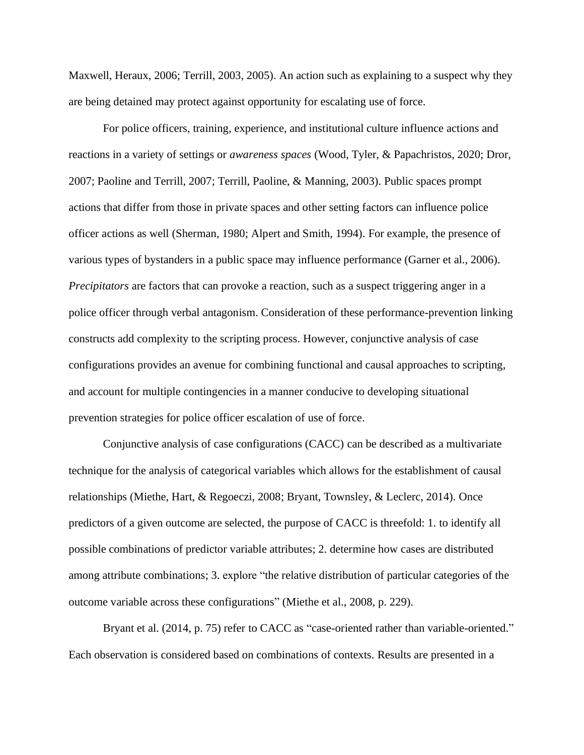Maxwell, Heraux, 2006; Terrill, 2003, 2005). An action such as explaining to a suspect why they are being detained may protect against opportunity for escalating use of force.

For police officers, training, experience, and institutional culture influence actions and reactions in a variety of settings or *awareness spaces* (Wood, Tyler, & Papachristos, 2020; Dror, 2007; Paoline and Terrill, 2007; Terrill, Paoline, & Manning, 2003). Public spaces prompt actions that differ from those in private spaces and other setting factors can influence police officer actions as well (Sherman, 1980; Alpert and Smith, 1994). For example, the presence of various types of bystanders in a public space may influence performance (Garner et al., 2006). *Precipitators* are factors that can provoke a reaction, such as a suspect triggering anger in a police officer through verbal antagonism. Consideration of these performance-prevention linking constructs add complexity to the scripting process. However, conjunctive analysis of case configurations provides an avenue for combining functional and causal approaches to scripting, and account for multiple contingencies in a manner conducive to developing situational prevention strategies for police officer escalation of use of force.

Conjunctive analysis of case configurations (CACC) can be described as a multivariate technique for the analysis of categorical variables which allows for the establishment of causal relationships (Miethe, Hart, & Regoeczi, 2008; Bryant, Townsley, & Leclerc, 2014). Once predictors of a given outcome are selected, the purpose of CACC is threefold: 1. to identify all possible combinations of predictor variable attributes; 2. determine how cases are distributed among attribute combinations; 3. explore "the relative distribution of particular categories of the outcome variable across these configurations" (Miethe et al., 2008, p. 229).

Bryant et al. (2014, p. 75) refer to CACC as "case-oriented rather than variable-oriented." Each observation is considered based on combinations of contexts. Results are presented in a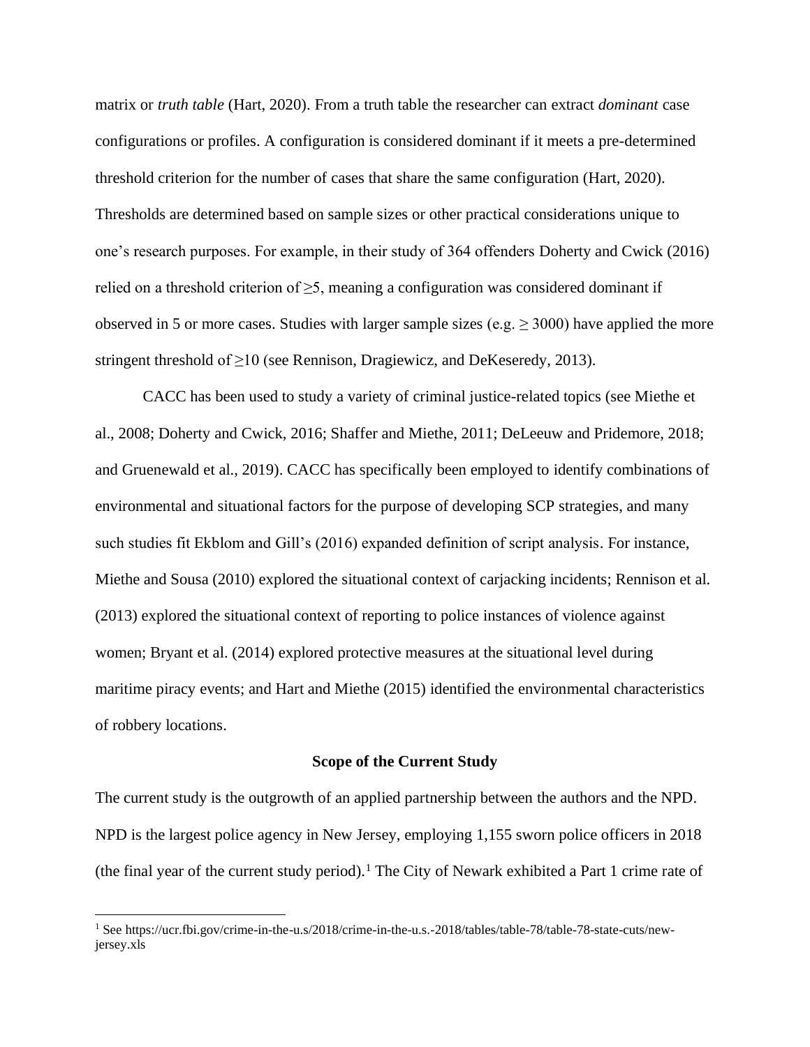matrix or *truth table* (Hart, 2020). From a truth table the researcher can extract *dominant* case configurations or profiles. A configuration is considered dominant if it meets a pre-determined threshold criterion for the number of cases that share the same configuration (Hart, 2020). Thresholds are determined based on sample sizes or other practical considerations unique to one's research purposes. For example, in their study of 364 offenders Doherty and Cwick (2016) relied on a threshold criterion of $\geq 5$, meaning a configuration was considered dominant if observed in 5 or more cases. Studies with larger sample sizes (e.g. $\geq 3000$) have applied the more stringent threshold of $\geq 10$ (see Rennison, Dragiewicz, and DeKeseredy, 2013).

CACC has been used to study a variety of criminal justice-related topics (see Miethe et al., 2008; Doherty and Cwick, 2016; Shaffer and Miethe, 2011; DeLeeuw and Pridemore, 2018; and Gruenewald et al., 2019). CACC has specifically been employed to identify combinations of environmental and situational factors for the purpose of developing SCP strategies, and many such studies fit Ekblom and Gill's (2016) expanded definition of script analysis. For instance, Miethe and Sousa (2010) explored the situational context of carjacking incidents; Rennison et al. (2013) explored the situational context of reporting to police instances of violence against women; Bryant et al. (2014) explored protective measures at the situational level during maritime piracy events; and Hart and Miethe (2015) identified the environmental characteristics of robbery locations.

## Scope of the Current Study

The current study is the outgrowth of an applied partnership between the authors and the NPD. NPD is the largest police agency in New Jersey, employing 1,155 sworn police officers in 2018 (the final year of the current study period).[1] The City of Newark exhibited a Part 1 crime rate of

[1] See https://ucr.fbi.gov/crime-in-the-u.s/2018/crime-in-the-u.s.-2018/tables/table-78/table-78-state-cuts/new-jersey.xls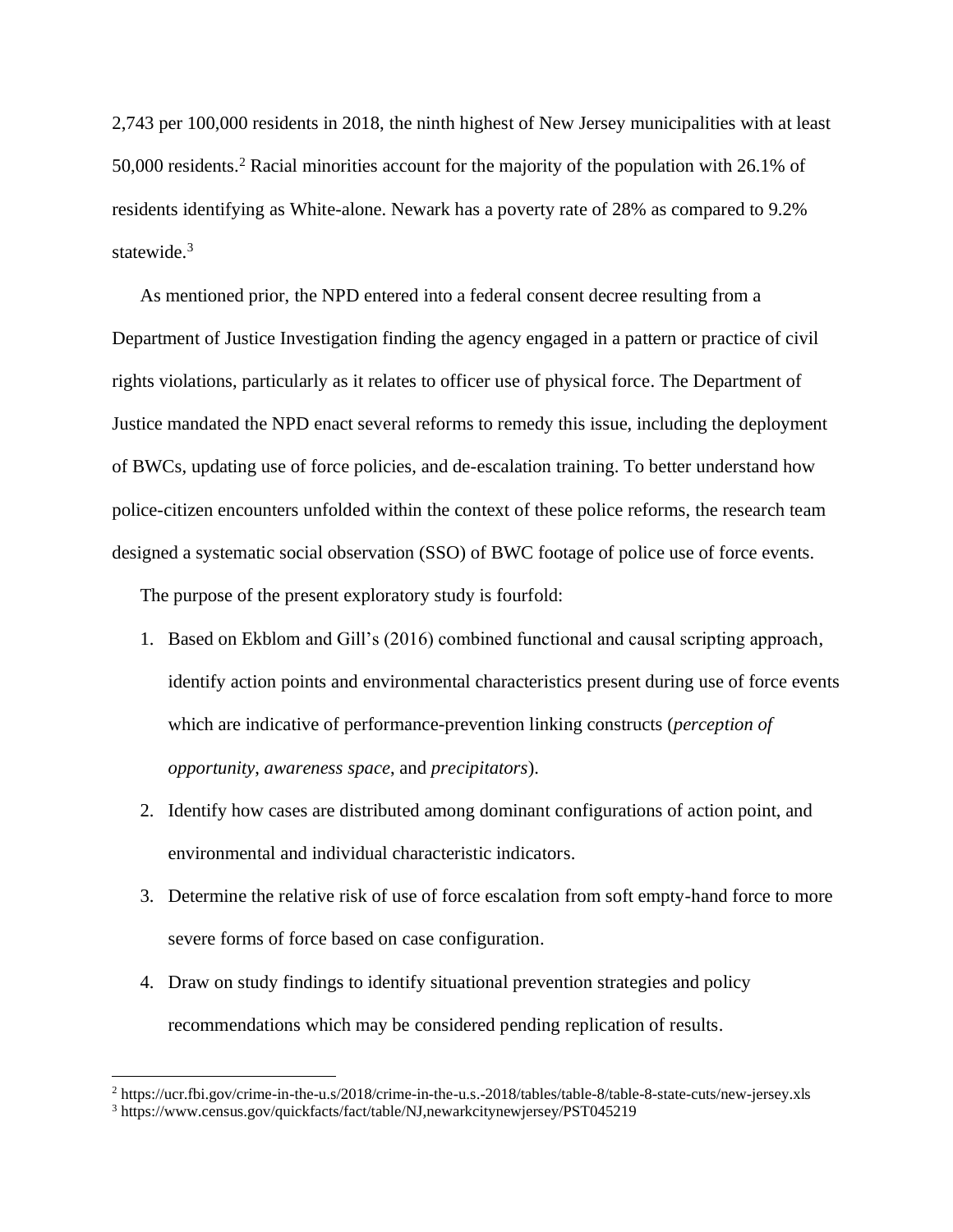2,743 per 100,000 residents in 2018, the ninth highest of New Jersey municipalities with at least 50,000 residents.[2] Racial minorities account for the majority of the population with 26.1% of residents identifying as White-alone. Newark has a poverty rate of 28% as compared to 9.2% statewide.[3]

As mentioned prior, the NPD entered into a federal consent decree resulting from a Department of Justice Investigation finding the agency engaged in a pattern or practice of civil rights violations, particularly as it relates to officer use of physical force. The Department of Justice mandated the NPD enact several reforms to remedy this issue, including the deployment of BWCs, updating use of force policies, and de-escalation training. To better understand how police-citizen encounters unfolded within the context of these police reforms, the research team designed a systematic social observation (SSO) of BWC footage of police use of force events.

The purpose of the present exploratory study is fourfold:

1. Based on Ekblom and Gill's (2016) combined functional and causal scripting approach, identify action points and environmental characteristics present during use of force events which are indicative of performance-prevention linking constructs (*perception of opportunity*, *awareness space*, and *precipitators*).
2. Identify how cases are distributed among dominant configurations of action point, and environmental and individual characteristic indicators.
3. Determine the relative risk of use of force escalation from soft empty-hand force to more severe forms of force based on case configuration.
4. Draw on study findings to identify situational prevention strategies and policy recommendations which may be considered pending replication of results.

---

[2] https://ucr.fbi.gov/crime-in-the-u.s/2018/crime-in-the-u.s.-2018/tables/table-8/table-8-state-cuts/new-jersey.xls

[3] https://www.census.gov/quickfacts/fact/table/NJ,newarkcitynewjersey/PST045219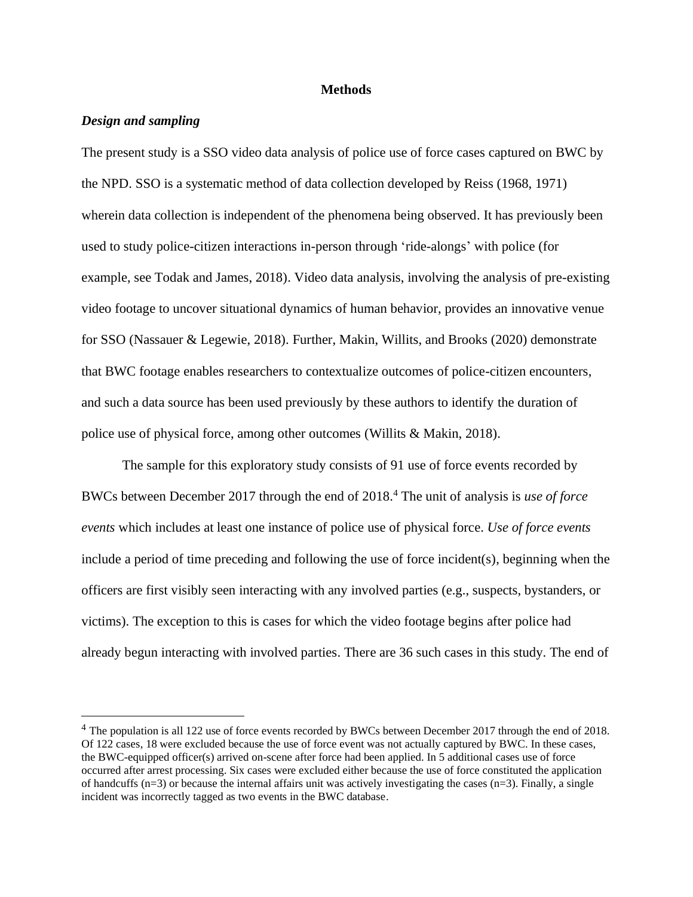## Methods

### *Design and sampling*

The present study is a SSO video data analysis of police use of force cases captured on BWC by the NPD. SSO is a systematic method of data collection developed by Reiss (1968, 1971) wherein data collection is independent of the phenomena being observed. It has previously been used to study police-citizen interactions in-person through 'ride-alongs' with police (for example, see Todak and James, 2018). Video data analysis, involving the analysis of pre-existing video footage to uncover situational dynamics of human behavior, provides an innovative venue for SSO (Nassauer & Legewie, 2018). Further, Makin, Willits, and Brooks (2020) demonstrate that BWC footage enables researchers to contextualize outcomes of police-citizen encounters, and such a data source has been used previously by these authors to identify the duration of police use of physical force, among other outcomes (Willits & Makin, 2018).

The sample for this exploratory study consists of 91 use of force events recorded by BWCs between December 2017 through the end of 2018.[4] The unit of analysis is *use of force events* which includes at least one instance of police use of physical force. *Use of force events* include a period of time preceding and following the use of force incident(s), beginning when the officers are first visibly seen interacting with any involved parties (e.g., suspects, bystanders, or victims). The exception to this is cases for which the video footage begins after police had already begun interacting with involved parties. There are 36 such cases in this study. The end of

[4] The population is all 122 use of force events recorded by BWCs between December 2017 through the end of 2018. Of 122 cases, 18 were excluded because the use of force event was not actually captured by BWC. In these cases, the BWC-equipped officer(s) arrived on-scene after force had been applied. In 5 additional cases use of force occurred after arrest processing. Six cases were excluded either because the use of force constituted the application of handcuffs (n=3) or because the internal affairs unit was actively investigating the cases (n=3). Finally, a single incident was incorrectly tagged as two events in the BWC database.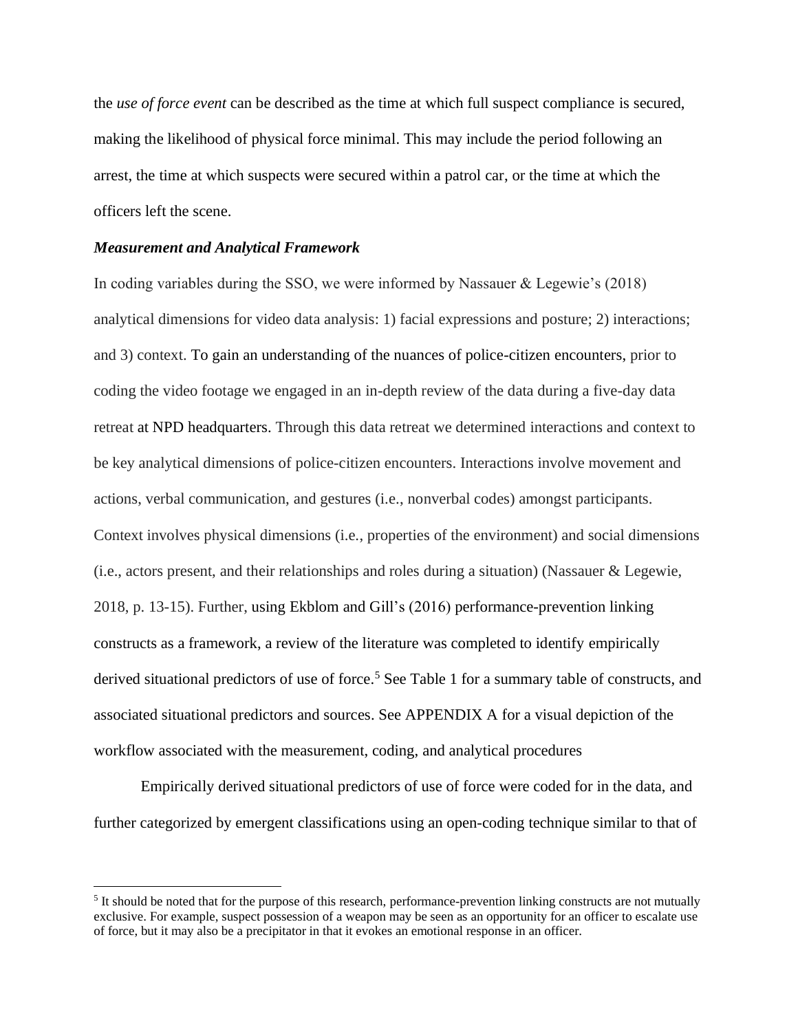the *use of force event* can be described as the time at which full suspect compliance is secured, making the likelihood of physical force minimal. This may include the period following an arrest, the time at which suspects were secured within a patrol car, or the time at which the officers left the scene.

### *Measurement and Analytical Framework*

In coding variables during the SSO, we were informed by Nassauer & Legewie's (2018) analytical dimensions for video data analysis: 1) facial expressions and posture; 2) interactions; and 3) context. To gain an understanding of the nuances of police-citizen encounters, prior to coding the video footage we engaged in an in-depth review of the data during a five-day data retreat at NPD headquarters. Through this data retreat we determined interactions and context to be key analytical dimensions of police-citizen encounters. Interactions involve movement and actions, verbal communication, and gestures (i.e., nonverbal codes) amongst participants. Context involves physical dimensions (i.e., properties of the environment) and social dimensions (i.e., actors present, and their relationships and roles during a situation) (Nassauer & Legewie, 2018, p. 13-15). Further, using Ekblom and Gill's (2016) performance-prevention linking constructs as a framework, a review of the literature was completed to identify empirically derived situational predictors of use of force.[5] See Table 1 for a summary table of constructs, and associated situational predictors and sources. See APPENDIX A for a visual depiction of the workflow associated with the measurement, coding, and analytical procedures

Empirically derived situational predictors of use of force were coded for in the data, and further categorized by emergent classifications using an open-coding technique similar to that of

[5] It should be noted that for the purpose of this research, performance-prevention linking constructs are not mutually exclusive. For example, suspect possession of a weapon may be seen as an opportunity for an officer to escalate use of force, but it may also be a precipitator in that it evokes an emotional response in an officer.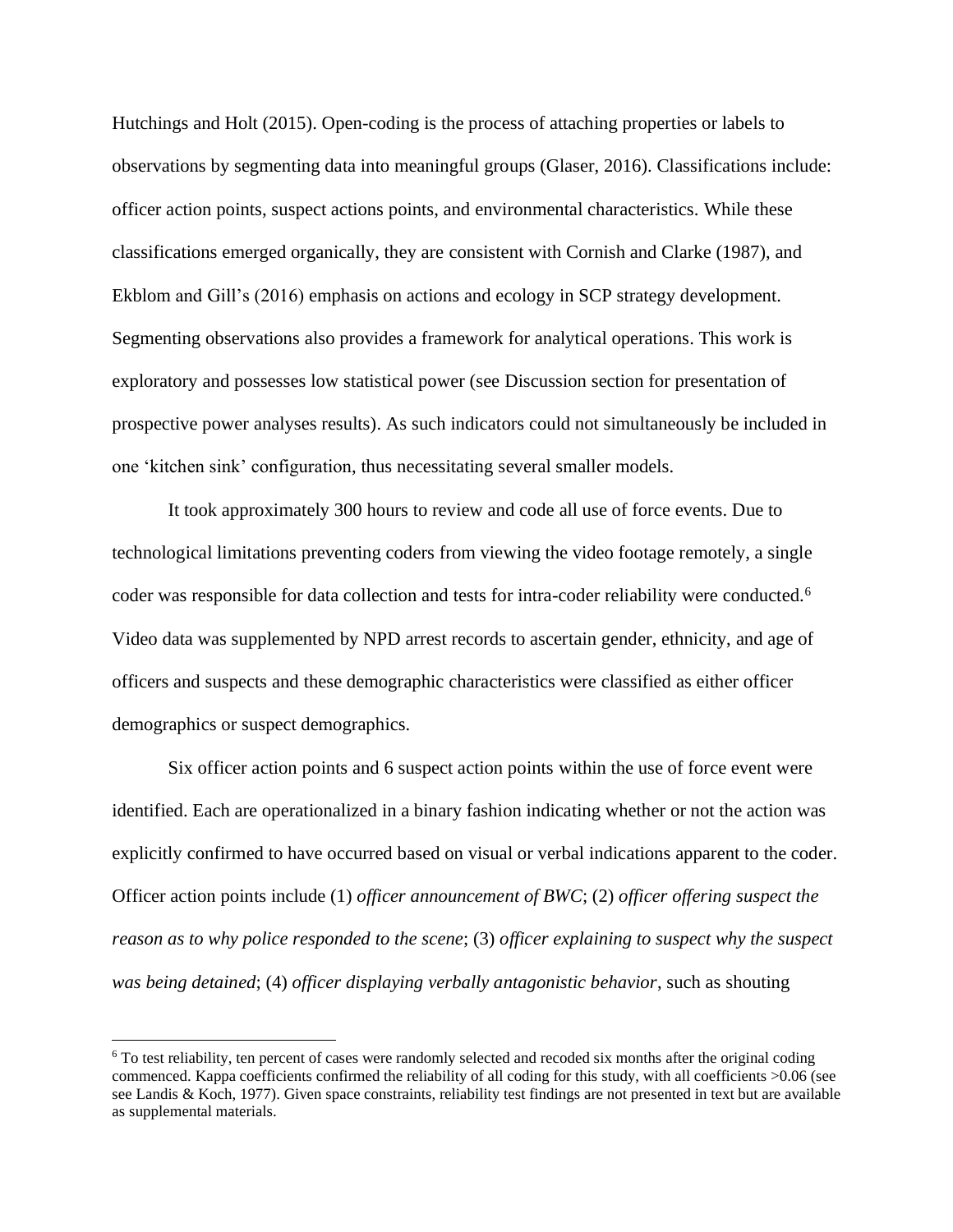Hutchings and Holt (2015). Open-coding is the process of attaching properties or labels to observations by segmenting data into meaningful groups (Glaser, 2016). Classifications include: officer action points, suspect actions points, and environmental characteristics. While these classifications emerged organically, they are consistent with Cornish and Clarke (1987), and Ekblom and Gill's (2016) emphasis on actions and ecology in SCP strategy development. Segmenting observations also provides a framework for analytical operations. This work is exploratory and possesses low statistical power (see Discussion section for presentation of prospective power analyses results). As such indicators could not simultaneously be included in one 'kitchen sink' configuration, thus necessitating several smaller models.

It took approximately 300 hours to review and code all use of force events. Due to technological limitations preventing coders from viewing the video footage remotely, a single coder was responsible for data collection and tests for intra-coder reliability were conducted.[6] Video data was supplemented by NPD arrest records to ascertain gender, ethnicity, and age of officers and suspects and these demographic characteristics were classified as either officer demographics or suspect demographics.

Six officer action points and 6 suspect action points within the use of force event were identified. Each are operationalized in a binary fashion indicating whether or not the action was explicitly confirmed to have occurred based on visual or verbal indications apparent to the coder. Officer action points include (1) *officer announcement of BWC*; (2) *officer offering suspect the reason as to why police responded to the scene*; (3) *officer explaining to suspect why the suspect was being detained*; (4) *officer displaying verbally antagonistic behavior*, such as shouting

[6] To test reliability, ten percent of cases were randomly selected and recoded six months after the original coding commenced. Kappa coefficients confirmed the reliability of all coding for this study, with all coefficients >0.06 (see see Landis & Koch, 1977). Given space constraints, reliability test findings are not presented in text but are available as supplemental materials.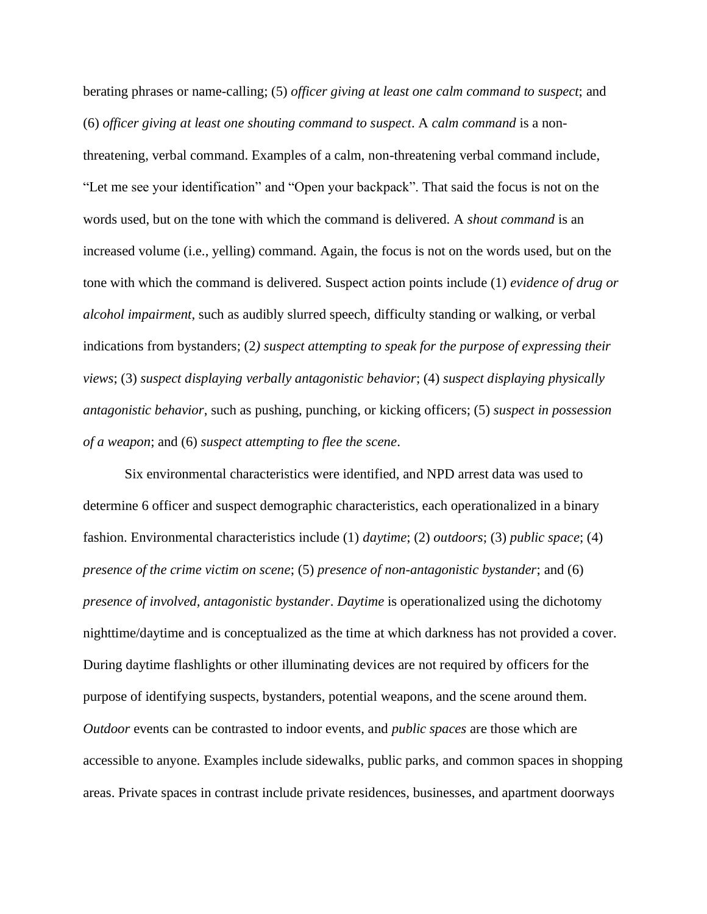berating phrases or name-calling; (5) *officer giving at least one calm command to suspect*; and (6) *officer giving at least one shouting command to suspect*. A *calm command* is a non-threatening, verbal command. Examples of a calm, non-threatening verbal command include, "Let me see your identification" and "Open your backpack". That said the focus is not on the words used, but on the tone with which the command is delivered. A *shout command* is an increased volume (i.e., yelling) command. Again, the focus is not on the words used, but on the tone with which the command is delivered. Suspect action points include (1) *evidence of drug or alcohol impairment*, such as audibly slurred speech, difficulty standing or walking, or verbal indications from bystanders; (2*) suspect attempting to speak for the purpose of expressing their views*; (3) *suspect displaying verbally antagonistic behavior*; (4) *suspect displaying physically antagonistic behavior*, such as pushing, punching, or kicking officers; (5) *suspect in possession of a weapon*; and (6) *suspect attempting to flee the scene*.

Six environmental characteristics were identified, and NPD arrest data was used to determine 6 officer and suspect demographic characteristics, each operationalized in a binary fashion. Environmental characteristics include (1) *daytime*; (2) *outdoors*; (3) *public space*; (4) *presence of the crime victim on scene*; (5) *presence of non-antagonistic bystander*; and (6) *presence of involved, antagonistic bystander*. *Daytime* is operationalized using the dichotomy nighttime/daytime and is conceptualized as the time at which darkness has not provided a cover. During daytime flashlights or other illuminating devices are not required by officers for the purpose of identifying suspects, bystanders, potential weapons, and the scene around them. *Outdoor* events can be contrasted to indoor events, and *public spaces* are those which are accessible to anyone. Examples include sidewalks, public parks, and common spaces in shopping areas. Private spaces in contrast include private residences, businesses, and apartment doorways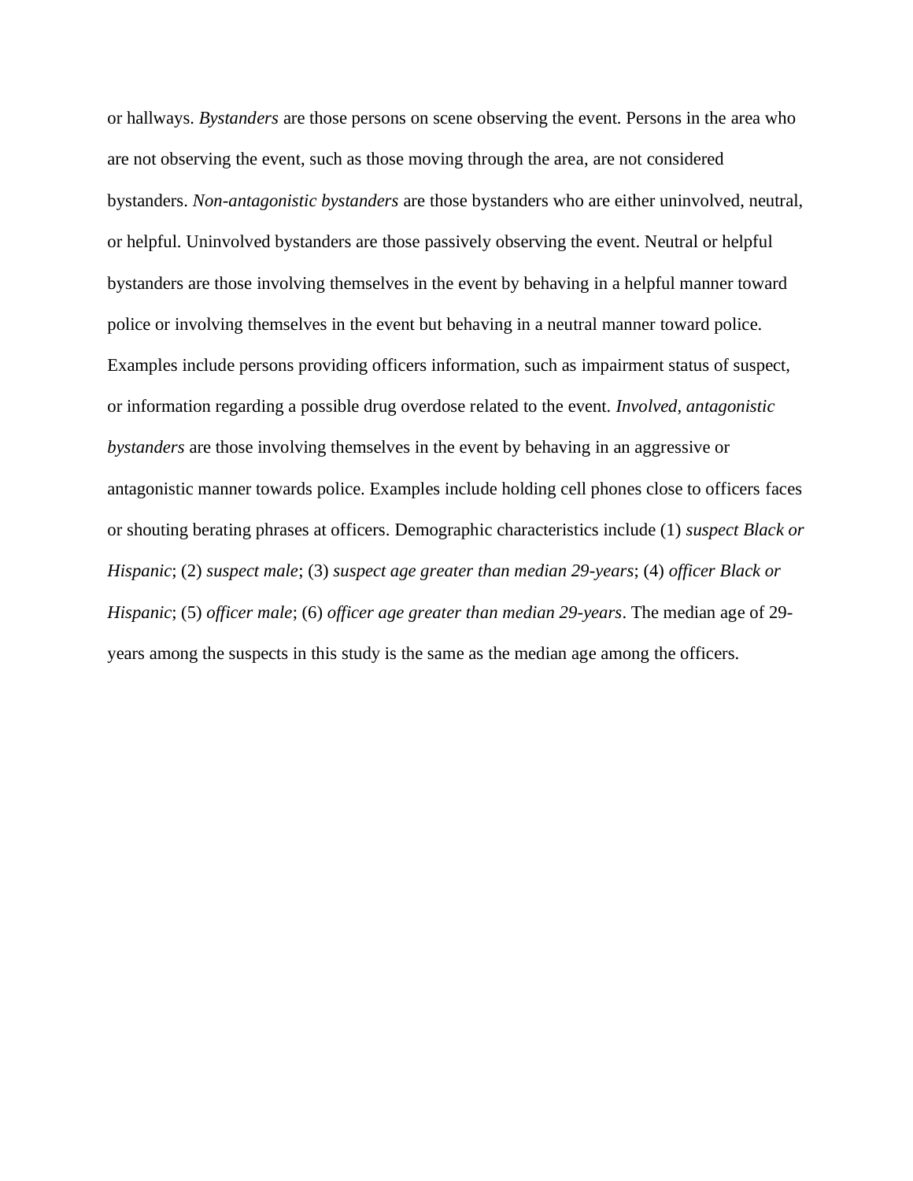or hallways. *Bystanders* are those persons on scene observing the event. Persons in the area who are not observing the event, such as those moving through the area, are not considered bystanders. *Non-antagonistic bystanders* are those bystanders who are either uninvolved, neutral, or helpful. Uninvolved bystanders are those passively observing the event. Neutral or helpful bystanders are those involving themselves in the event by behaving in a helpful manner toward police or involving themselves in the event but behaving in a neutral manner toward police. Examples include persons providing officers information, such as impairment status of suspect, or information regarding a possible drug overdose related to the event. *Involved, antagonistic bystanders* are those involving themselves in the event by behaving in an aggressive or antagonistic manner towards police. Examples include holding cell phones close to officers faces or shouting berating phrases at officers. Demographic characteristics include (1) *suspect Black or Hispanic*; (2) *suspect male*; (3) *suspect age greater than median 29-years*; (4) *officer Black or Hispanic*; (5) *officer male*; (6) *officer age greater than median 29-years*. The median age of 29-years among the suspects in this study is the same as the median age among the officers.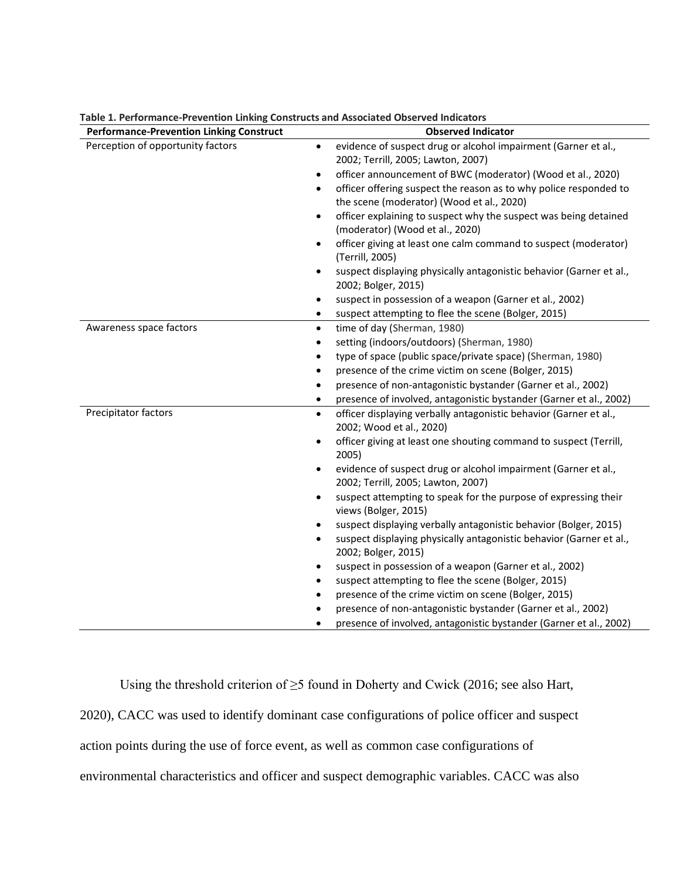**Table 1. Performance-Prevention Linking Constructs and Associated Observed Indicators**

| Performance-Prevention Linking Construct | Observed Indicator |
|---|---|
| Perception of opportunity factors | • evidence of suspect drug or alcohol impairment (Garner et al., 2002; Terrill, 2005; Lawton, 2007)<br>• officer announcement of BWC (moderator) (Wood et al., 2020)<br>• officer offering suspect the reason as to why police responded to the scene (moderator) (Wood et al., 2020)<br>• officer explaining to suspect why the suspect was being detained (moderator) (Wood et al., 2020)<br>• officer giving at least one calm command to suspect (moderator) (Terrill, 2005)<br>• suspect displaying physically antagonistic behavior (Garner et al., 2002; Bolger, 2015)<br>• suspect in possession of a weapon (Garner et al., 2002)<br>• suspect attempting to flee the scene (Bolger, 2015) |
| Awareness space factors | • time of day (Sherman, 1980)<br>• setting (indoors/outdoors) (Sherman, 1980)<br>• type of space (public space/private space) (Sherman, 1980)<br>• presence of the crime victim on scene (Bolger, 2015)<br>• presence of non-antagonistic bystander (Garner et al., 2002)<br>• presence of involved, antagonistic bystander (Garner et al., 2002) |
| Precipitator factors | • officer displaying verbally antagonistic behavior (Garner et al., 2002; Wood et al., 2020)<br>• officer giving at least one shouting command to suspect (Terrill, 2005)<br>• evidence of suspect drug or alcohol impairment (Garner et al., 2002; Terrill, 2005; Lawton, 2007)<br>• suspect attempting to speak for the purpose of expressing their views (Bolger, 2015)<br>• suspect displaying verbally antagonistic behavior (Bolger, 2015)<br>• suspect displaying physically antagonistic behavior (Garner et al., 2002; Bolger, 2015)<br>• suspect in possession of a weapon (Garner et al., 2002)<br>• suspect attempting to flee the scene (Bolger, 2015)<br>• presence of the crime victim on scene (Bolger, 2015)<br>• presence of non-antagonistic bystander (Garner et al., 2002)<br>• presence of involved, antagonistic bystander (Garner et al., 2002) |

Using the threshold criterion of ≥5 found in Doherty and Cwick (2016; see also Hart, 2020), CACC was used to identify dominant case configurations of police officer and suspect action points during the use of force event, as well as common case configurations of environmental characteristics and officer and suspect demographic variables. CACC was also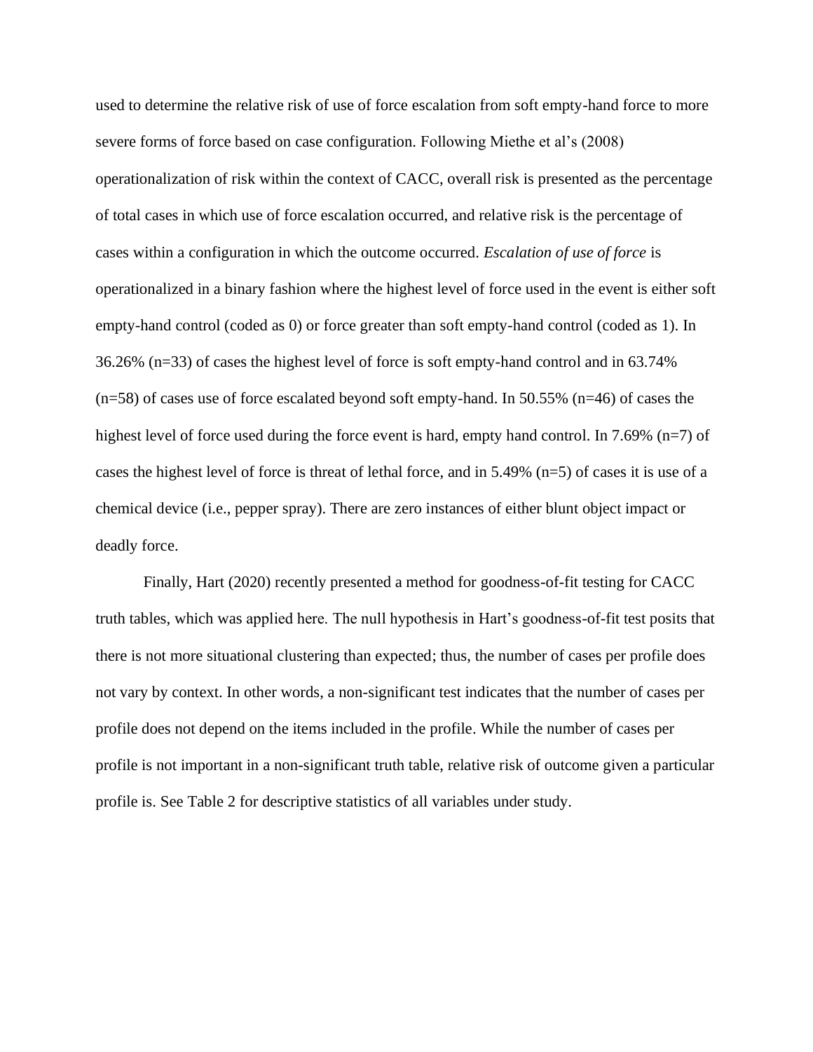used to determine the relative risk of use of force escalation from soft empty-hand force to more severe forms of force based on case configuration. Following Miethe et al's (2008) operationalization of risk within the context of CACC, overall risk is presented as the percentage of total cases in which use of force escalation occurred, and relative risk is the percentage of cases within a configuration in which the outcome occurred. *Escalation of use of force* is operationalized in a binary fashion where the highest level of force used in the event is either soft empty-hand control (coded as 0) or force greater than soft empty-hand control (coded as 1). In 36.26% (n=33) of cases the highest level of force is soft empty-hand control and in 63.74% (n=58) of cases use of force escalated beyond soft empty-hand. In 50.55% (n=46) of cases the highest level of force used during the force event is hard, empty hand control. In 7.69% (n=7) of cases the highest level of force is threat of lethal force, and in 5.49% (n=5) of cases it is use of a chemical device (i.e., pepper spray). There are zero instances of either blunt object impact or deadly force.

Finally, Hart (2020) recently presented a method for goodness-of-fit testing for CACC truth tables, which was applied here. The null hypothesis in Hart's goodness-of-fit test posits that there is not more situational clustering than expected; thus, the number of cases per profile does not vary by context. In other words, a non-significant test indicates that the number of cases per profile does not depend on the items included in the profile. While the number of cases per profile is not important in a non-significant truth table, relative risk of outcome given a particular profile is. See Table 2 for descriptive statistics of all variables under study.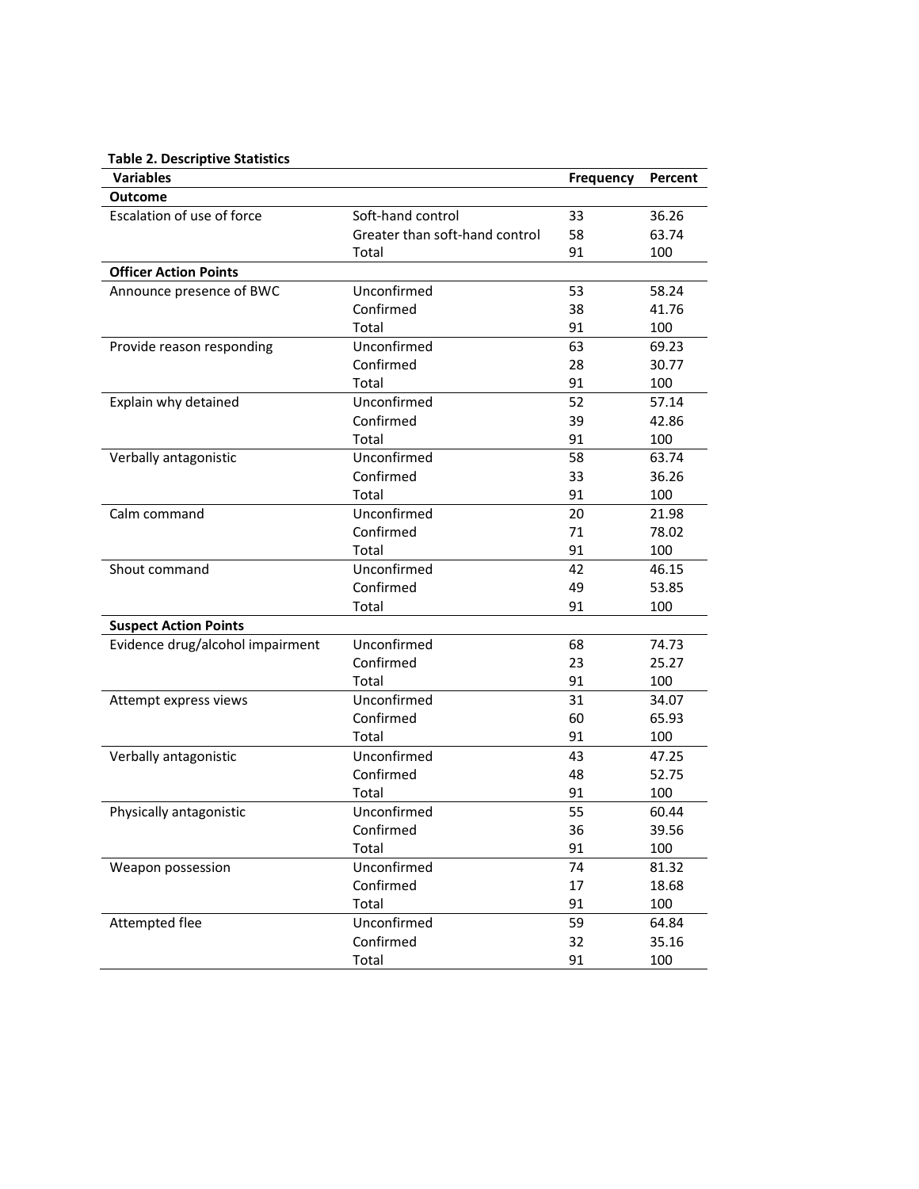**Table 2. Descriptive Statistics**

| Variables | | Frequency | Percent |
|---|---|---|---|
| **Outcome** | | | |
| Escalation of use of force | Soft-hand control | 33 | 36.26 |
| | Greater than soft-hand control | 58 | 63.74 |
| | Total | 91 | 100 |
| **Officer Action Points** | | | |
| Announce presence of BWC | Unconfirmed | 53 | 58.24 |
| | Confirmed | 38 | 41.76 |
| | Total | 91 | 100 |
| Provide reason responding | Unconfirmed | 63 | 69.23 |
| | Confirmed | 28 | 30.77 |
| | Total | 91 | 100 |
| Explain why detained | Unconfirmed | 52 | 57.14 |
| | Confirmed | 39 | 42.86 |
| | Total | 91 | 100 |
| Verbally antagonistic | Unconfirmed | 58 | 63.74 |
| | Confirmed | 33 | 36.26 |
| | Total | 91 | 100 |
| Calm command | Unconfirmed | 20 | 21.98 |
| | Confirmed | 71 | 78.02 |
| | Total | 91 | 100 |
| Shout command | Unconfirmed | 42 | 46.15 |
| | Confirmed | 49 | 53.85 |
| | Total | 91 | 100 |
| **Suspect Action Points** | | | |
| Evidence drug/alcohol impairment | Unconfirmed | 68 | 74.73 |
| | Confirmed | 23 | 25.27 |
| | Total | 91 | 100 |
| Attempt express views | Unconfirmed | 31 | 34.07 |
| | Confirmed | 60 | 65.93 |
| | Total | 91 | 100 |
| Verbally antagonistic | Unconfirmed | 43 | 47.25 |
| | Confirmed | 48 | 52.75 |
| | Total | 91 | 100 |
| Physically antagonistic | Unconfirmed | 55 | 60.44 |
| | Confirmed | 36 | 39.56 |
| | Total | 91 | 100 |
| Weapon possession | Unconfirmed | 74 | 81.32 |
| | Confirmed | 17 | 18.68 |
| | Total | 91 | 100 |
| Attempted flee | Unconfirmed | 59 | 64.84 |
| | Confirmed | 32 | 35.16 |
| | Total | 91 | 100 |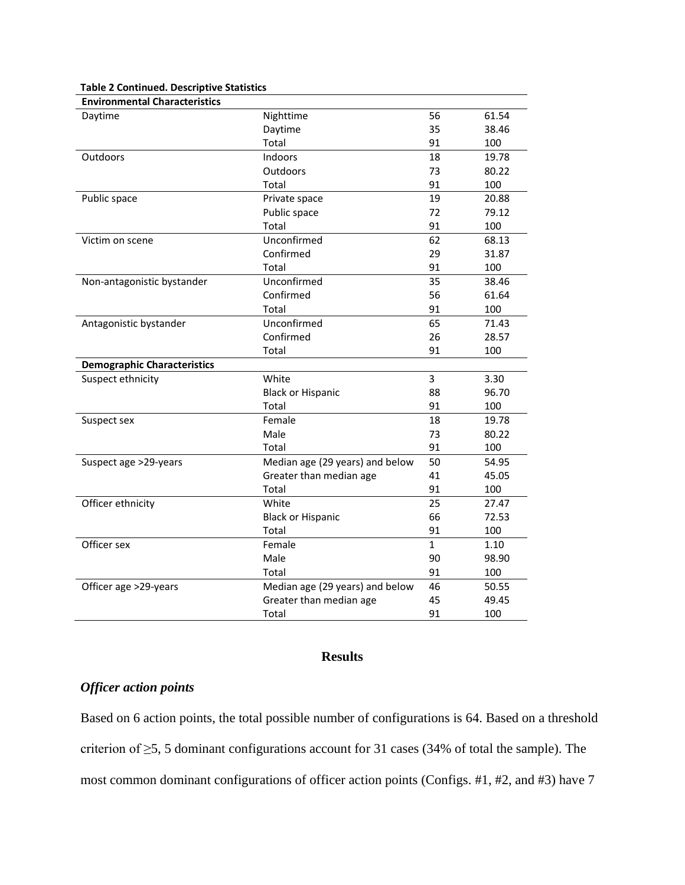**Table 2 Continued. Descriptive Statistics**

| **Environmental Characteristics** | | | |
|---|---|---|---|
| Daytime | Nighttime | 56 | 61.54 |
| | Daytime | 35 | 38.46 |
| | Total | 91 | 100 |
| Outdoors | Indoors | 18 | 19.78 |
| | Outdoors | 73 | 80.22 |
| | Total | 91 | 100 |
| Public space | Private space | 19 | 20.88 |
| | Public space | 72 | 79.12 |
| | Total | 91 | 100 |
| Victim on scene | Unconfirmed | 62 | 68.13 |
| | Confirmed | 29 | 31.87 |
| | Total | 91 | 100 |
| Non-antagonistic bystander | Unconfirmed | 35 | 38.46 |
| | Confirmed | 56 | 61.64 |
| | Total | 91 | 100 |
| Antagonistic bystander | Unconfirmed | 65 | 71.43 |
| | Confirmed | 26 | 28.57 |
| | Total | 91 | 100 |
| **Demographic Characteristics** | | | |
| Suspect ethnicity | White | 3 | 3.30 |
| | Black or Hispanic | 88 | 96.70 |
| | Total | 91 | 100 |
| Suspect sex | Female | 18 | 19.78 |
| | Male | 73 | 80.22 |
| | Total | 91 | 100 |
| Suspect age >29-years | Median age (29 years) and below | 50 | 54.95 |
| | Greater than median age | 41 | 45.05 |
| | Total | 91 | 100 |
| Officer ethnicity | White | 25 | 27.47 |
| | Black or Hispanic | 66 | 72.53 |
| | Total | 91 | 100 |
| Officer sex | Female | 1 | 1.10 |
| | Male | 90 | 98.90 |
| | Total | 91 | 100 |
| Officer age >29-years | Median age (29 years) and below | 46 | 50.55 |
| | Greater than median age | 45 | 49.45 |
| | Total | 91 | 100 |

## Results

### *Officer action points*

Based on 6 action points, the total possible number of configurations is 64. Based on a threshold criterion of $\geq 5$, 5 dominant configurations account for 31 cases (34% of total the sample). The most common dominant configurations of officer action points (Configs. #1, #2, and #3) have 7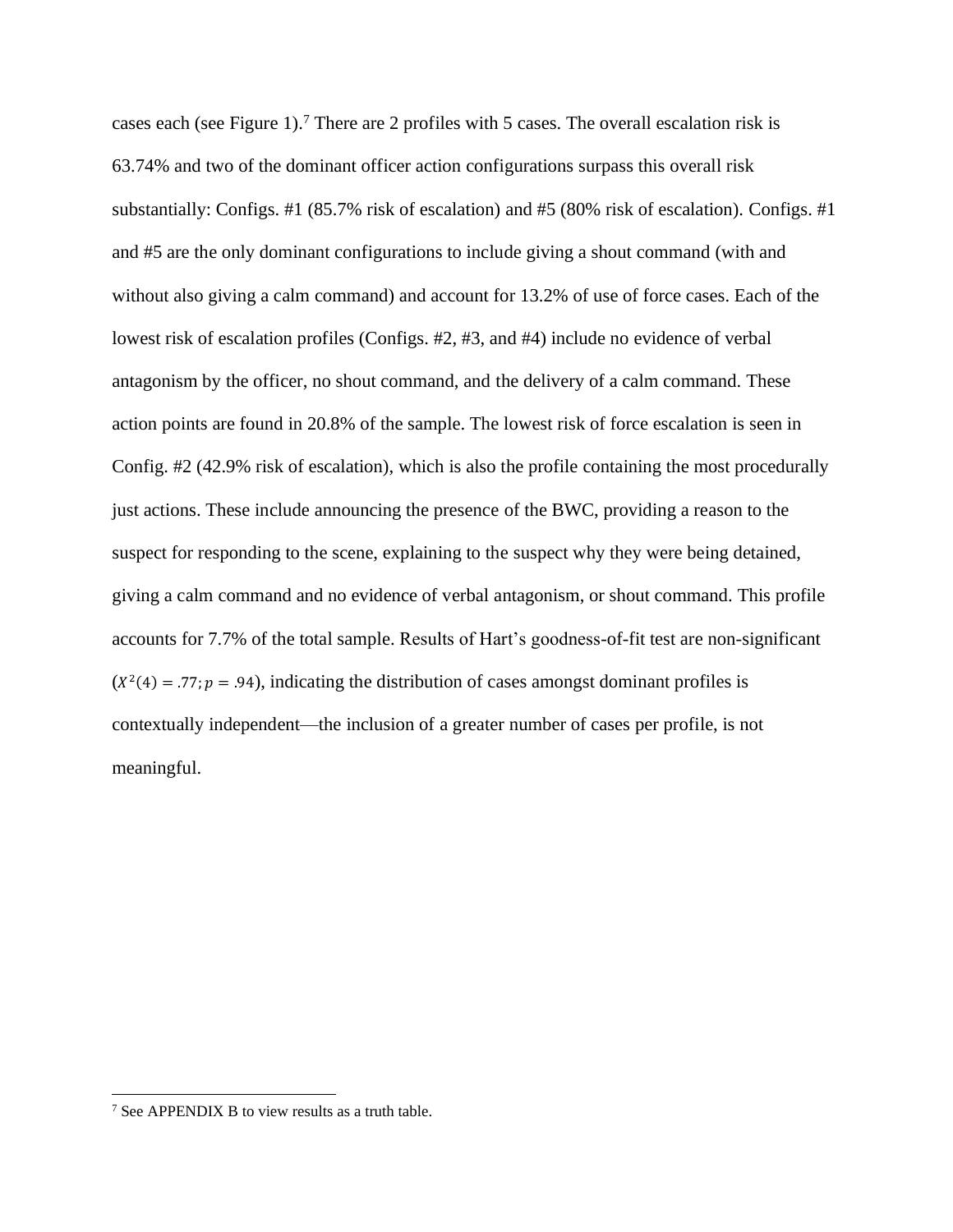cases each (see Figure 1).[7] There are 2 profiles with 5 cases. The overall escalation risk is 63.74% and two of the dominant officer action configurations surpass this overall risk substantially: Configs. #1 (85.7% risk of escalation) and #5 (80% risk of escalation). Configs. #1 and #5 are the only dominant configurations to include giving a shout command (with and without also giving a calm command) and account for 13.2% of use of force cases. Each of the lowest risk of escalation profiles (Configs. #2, #3, and #4) include no evidence of verbal antagonism by the officer, no shout command, and the delivery of a calm command. These action points are found in 20.8% of the sample. The lowest risk of force escalation is seen in Config. #2 (42.9% risk of escalation), which is also the profile containing the most procedurally just actions. These include announcing the presence of the BWC, providing a reason to the suspect for responding to the scene, explaining to the suspect why they were being detained, giving a calm command and no evidence of verbal antagonism, or shout command. This profile accounts for 7.7% of the total sample. Results of Hart's goodness-of-fit test are non-significant ($X^2(4) = .77; p = .94$), indicating the distribution of cases amongst dominant profiles is contextually independent—the inclusion of a greater number of cases per profile, is not meaningful.

[7] See APPENDIX B to view results as a truth table.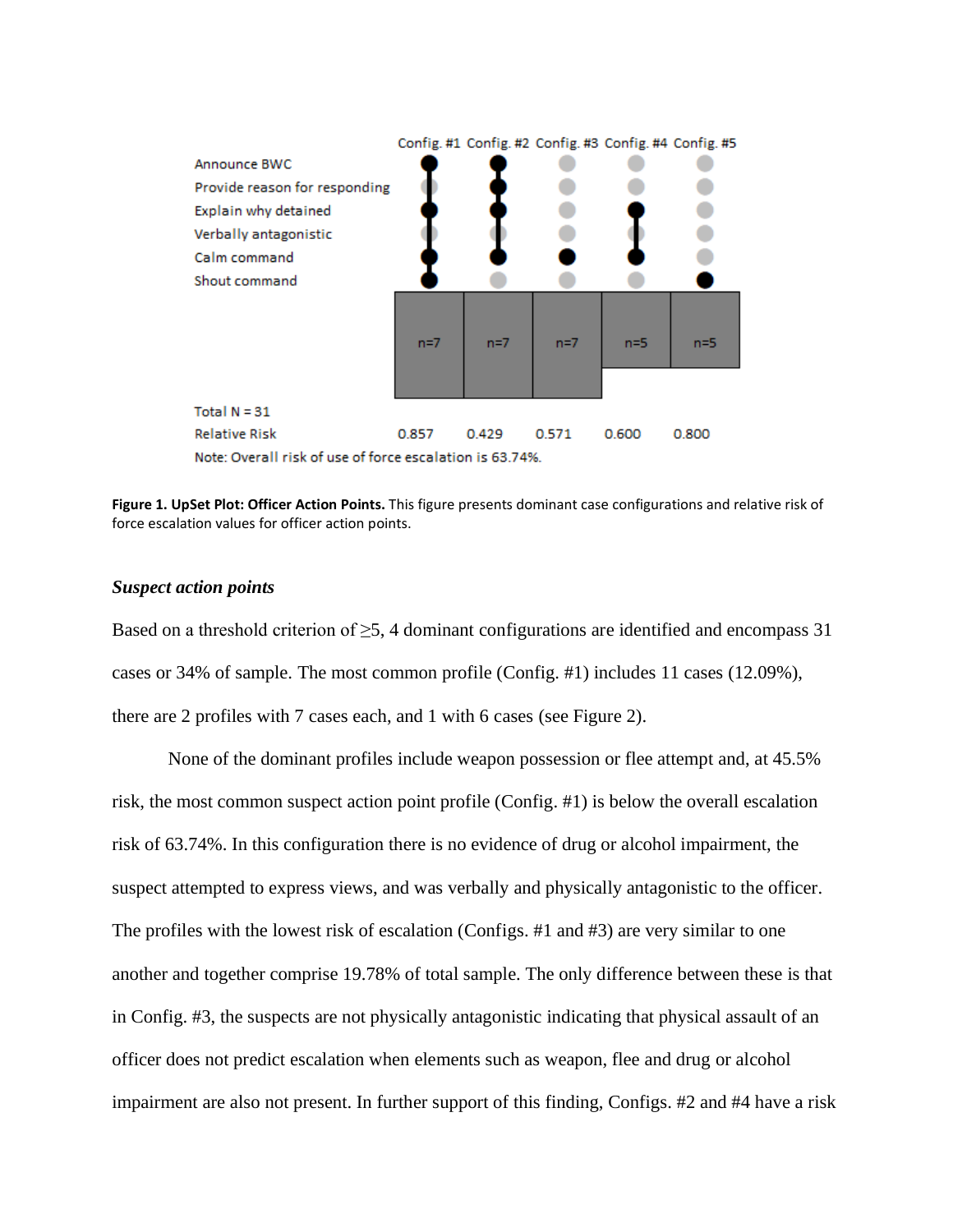| | Config. #1 | Config. #2 | Config. #3 | Config. #4 | Config. #5 |
|---|---|---|---|---|---|
| Announce BWC | ● | ● | | | |
| Provide reason for responding | | ● | | | |
| Explain why detained | ● | ● | | ● | |
| Verbally antagonistic | | | | | |
| Calm command | ● | ● | ● | ● | |
| Shout command | ● | | | | ● |
| | n=7 | n=7 | n=7 | n=5 | n=5 |
| Total N = 31 | | | | | |
| Relative Risk | 0.857 | 0.429 | 0.571 | 0.600 | 0.800 |

Note: Overall risk of use of force escalation is 63.74%.

**Figure 1. UpSet Plot: Officer Action Points.** This figure presents dominant case configurations and relative risk of force escalation values for officer action points.

### *Suspect action points*

Based on a threshold criterion of ≥5, 4 dominant configurations are identified and encompass 31 cases or 34% of sample. The most common profile (Config. #1) includes 11 cases (12.09%), there are 2 profiles with 7 cases each, and 1 with 6 cases (see Figure 2).

None of the dominant profiles include weapon possession or flee attempt and, at 45.5% risk, the most common suspect action point profile (Config. #1) is below the overall escalation risk of 63.74%. In this configuration there is no evidence of drug or alcohol impairment, the suspect attempted to express views, and was verbally and physically antagonistic to the officer. The profiles with the lowest risk of escalation (Configs. #1 and #3) are very similar to one another and together comprise 19.78% of total sample. The only difference between these is that in Config. #3, the suspects are not physically antagonistic indicating that physical assault of an officer does not predict escalation when elements such as weapon, flee and drug or alcohol impairment are also not present. In further support of this finding, Configs. #2 and #4 have a risk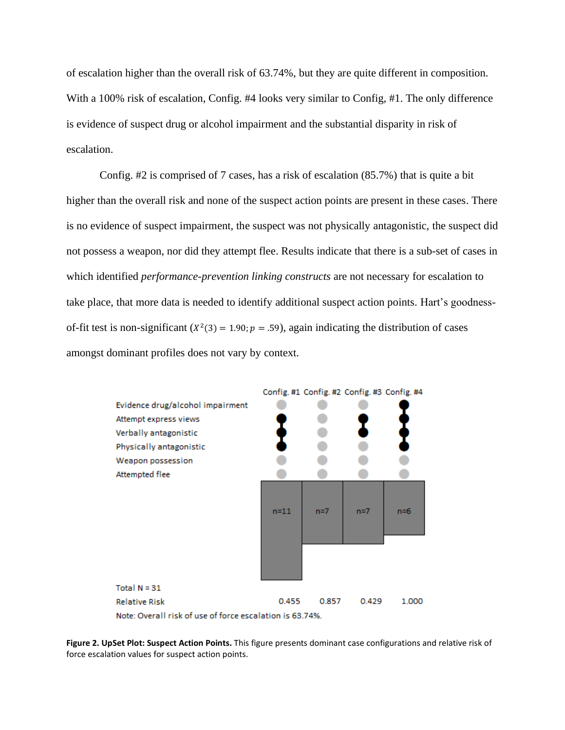of escalation higher than the overall risk of 63.74%, but they are quite different in composition. With a 100% risk of escalation, Config. #4 looks very similar to Config, #1. The only difference is evidence of suspect drug or alcohol impairment and the substantial disparity in risk of escalation.

Config. #2 is comprised of 7 cases, has a risk of escalation (85.7%) that is quite a bit higher than the overall risk and none of the suspect action points are present in these cases. There is no evidence of suspect impairment, the suspect was not physically antagonistic, the suspect did not possess a weapon, nor did they attempt flee. Results indicate that there is a sub-set of cases in which identified *performance-prevention linking constructs* are not necessary for escalation to take place, that more data is needed to identify additional suspect action points. Hart's goodness-of-fit test is non-significant ($X^2(3) = 1.90; p = .59$), again indicating the distribution of cases amongst dominant profiles does not vary by context.

| | Config. #1 | Config. #2 | Config. #3 | Config. #4 |
|---|---|---|---|---|
| Evidence drug/alcohol impairment | | | | ● |
| Attempt express views | ● | | ● | ● |
| Verbally antagonistic | ● | | ● | ● |
| Physically antagonistic | ● | | | ● |
| Weapon possession | | | | |
| Attempted flee | | | | |
| | n=11 | n=7 | n=7 | n=6 |
| Relative Risk | 0.455 | 0.857 | 0.429 | 1.000 |

Total N = 31

Note: Overall risk of use of force escalation is 63.74%.

**Figure 2. UpSet Plot: Suspect Action Points.** This figure presents dominant case configurations and relative risk of force escalation values for suspect action points.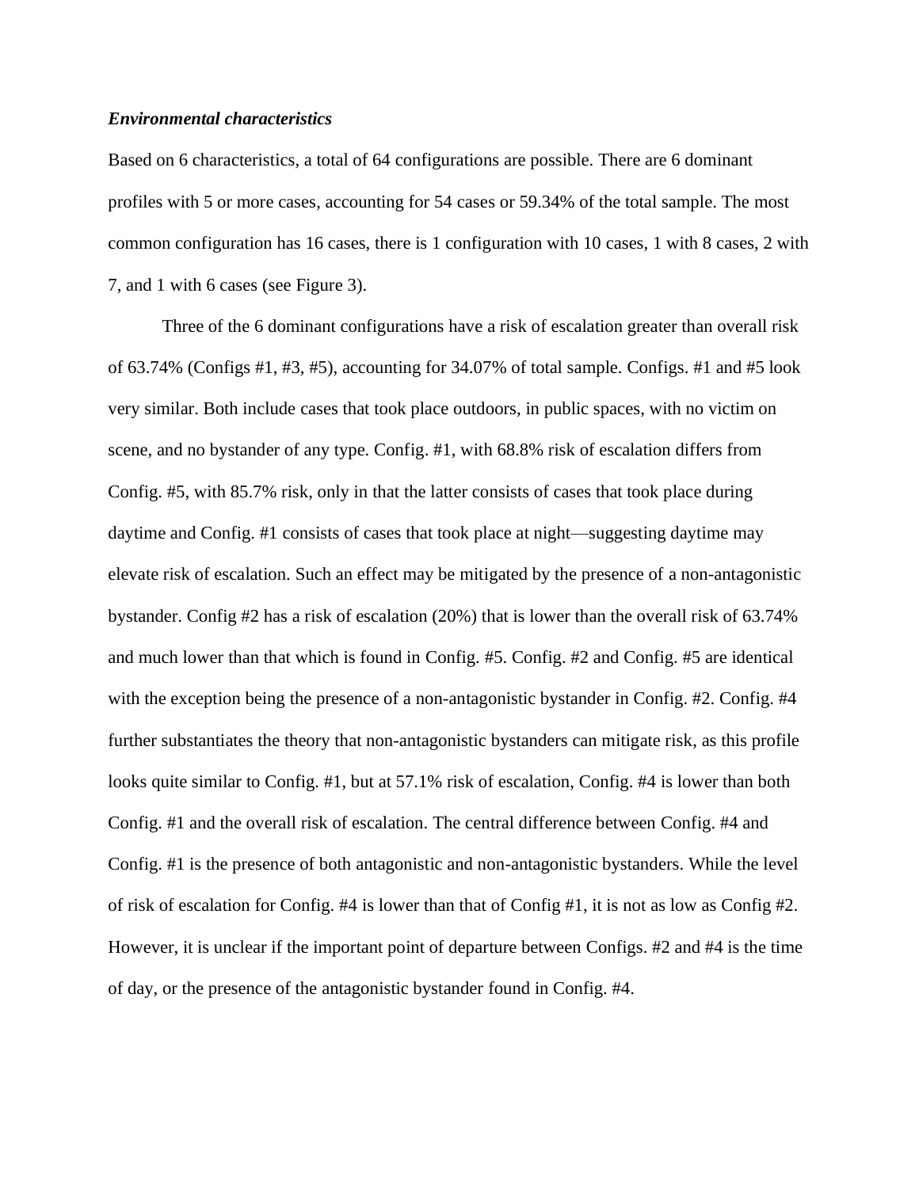### *Environmental characteristics*

Based on 6 characteristics, a total of 64 configurations are possible. There are 6 dominant profiles with 5 or more cases, accounting for 54 cases or 59.34% of the total sample. The most common configuration has 16 cases, there is 1 configuration with 10 cases, 1 with 8 cases, 2 with 7, and 1 with 6 cases (see Figure 3).

Three of the 6 dominant configurations have a risk of escalation greater than overall risk of 63.74% (Configs #1, #3, #5), accounting for 34.07% of total sample. Configs. #1 and #5 look very similar. Both include cases that took place outdoors, in public spaces, with no victim on scene, and no bystander of any type. Config. #1, with 68.8% risk of escalation differs from Config. #5, with 85.7% risk, only in that the latter consists of cases that took place during daytime and Config. #1 consists of cases that took place at night—suggesting daytime may elevate risk of escalation. Such an effect may be mitigated by the presence of a non-antagonistic bystander. Config #2 has a risk of escalation (20%) that is lower than the overall risk of 63.74% and much lower than that which is found in Config. #5. Config. #2 and Config. #5 are identical with the exception being the presence of a non-antagonistic bystander in Config. #2. Config. #4 further substantiates the theory that non-antagonistic bystanders can mitigate risk, as this profile looks quite similar to Config. #1, but at 57.1% risk of escalation, Config. #4 is lower than both Config. #1 and the overall risk of escalation. The central difference between Config. #4 and Config. #1 is the presence of both antagonistic and non-antagonistic bystanders. While the level of risk of escalation for Config. #4 is lower than that of Config #1, it is not as low as Config #2. However, it is unclear if the important point of departure between Configs. #2 and #4 is the time of day, or the presence of the antagonistic bystander found in Config. #4.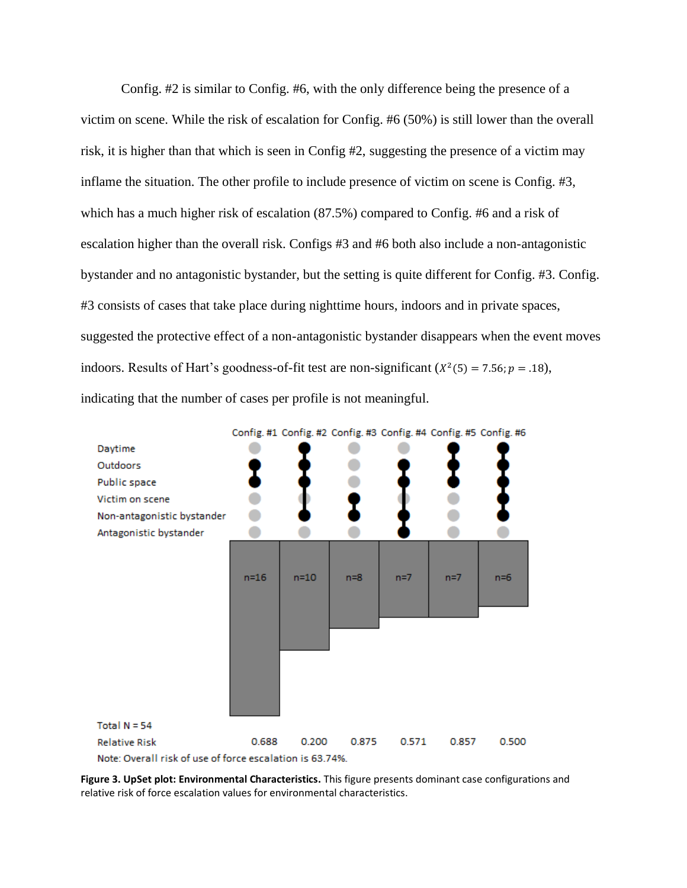Config. #2 is similar to Config. #6, with the only difference being the presence of a victim on scene. While the risk of escalation for Config. #6 (50%) is still lower than the overall risk, it is higher than that which is seen in Config #2, suggesting the presence of a victim may inflame the situation. The other profile to include presence of victim on scene is Config. #3, which has a much higher risk of escalation (87.5%) compared to Config. #6 and a risk of escalation higher than the overall risk. Configs #3 and #6 both also include a non-antagonistic bystander and no antagonistic bystander, but the setting is quite different for Config. #3. Config. #3 consists of cases that take place during nighttime hours, indoors and in private spaces, suggested the protective effect of a non-antagonistic bystander disappears when the event moves indoors. Results of Hart's goodness-of-fit test are non-significant ($X^2(5) = 7.56; p = .18$), indicating that the number of cases per profile is not meaningful.

| | Config. #1 | Config. #2 | Config. #3 | Config. #4 | Config. #5 | Config. #6 |
|---|---|---|---|---|---|---|
| Daytime | | ● | | | ● | ● |
| Outdoors | ● | ● | | ● | ● | ● |
| Public space | ● | ● | | ● | ● | ● |
| Victim on scene | | | ● | | | ● |
| Non-antagonistic bystander | | ● | ● | ● | | ● |
| Antagonistic bystander | | | | ● | | |
| | n=16 | n=10 | n=8 | n=7 | n=7 | n=6 |
| Relative Risk | 0.688 | 0.200 | 0.875 | 0.571 | 0.857 | 0.500 |

Total N = 54

Note: Overall risk of use of force escalation is 63.74%.

**Figure 3. UpSet plot: Environmental Characteristics.** This figure presents dominant case configurations and relative risk of force escalation values for environmental characteristics.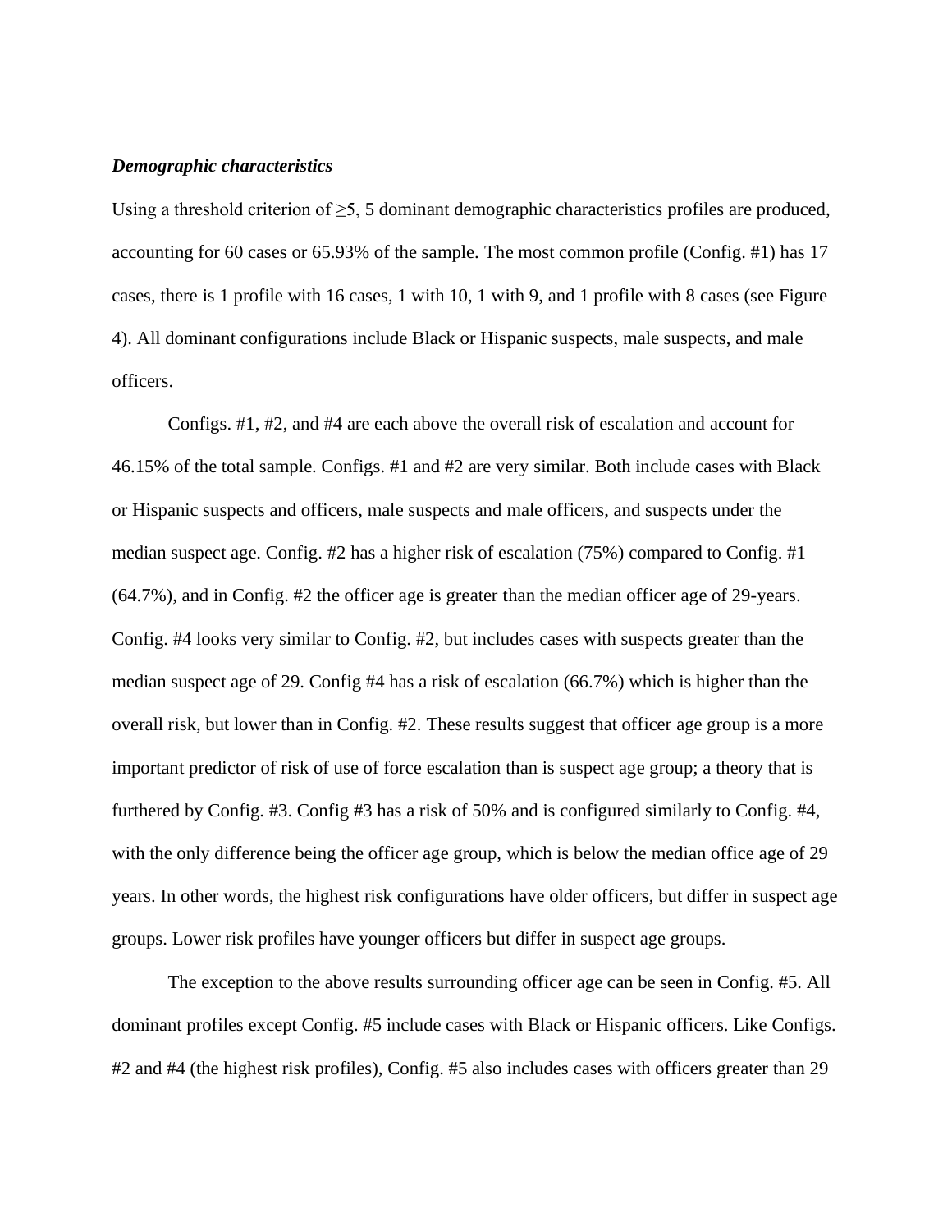***Demographic characteristics***

Using a threshold criterion of ≥5, 5 dominant demographic characteristics profiles are produced, accounting for 60 cases or 65.93% of the sample. The most common profile (Config. #1) has 17 cases, there is 1 profile with 16 cases, 1 with 10, 1 with 9, and 1 profile with 8 cases (see Figure 4). All dominant configurations include Black or Hispanic suspects, male suspects, and male officers.

Configs. #1, #2, and #4 are each above the overall risk of escalation and account for 46.15% of the total sample. Configs. #1 and #2 are very similar. Both include cases with Black or Hispanic suspects and officers, male suspects and male officers, and suspects under the median suspect age. Config. #2 has a higher risk of escalation (75%) compared to Config. #1 (64.7%), and in Config. #2 the officer age is greater than the median officer age of 29-years. Config. #4 looks very similar to Config. #2, but includes cases with suspects greater than the median suspect age of 29. Config #4 has a risk of escalation (66.7%) which is higher than the overall risk, but lower than in Config. #2. These results suggest that officer age group is a more important predictor of risk of use of force escalation than is suspect age group; a theory that is furthered by Config. #3. Config #3 has a risk of 50% and is configured similarly to Config. #4, with the only difference being the officer age group, which is below the median office age of 29 years. In other words, the highest risk configurations have older officers, but differ in suspect age groups. Lower risk profiles have younger officers but differ in suspect age groups.

The exception to the above results surrounding officer age can be seen in Config. #5. All dominant profiles except Config. #5 include cases with Black or Hispanic officers. Like Configs. #2 and #4 (the highest risk profiles), Config. #5 also includes cases with officers greater than 29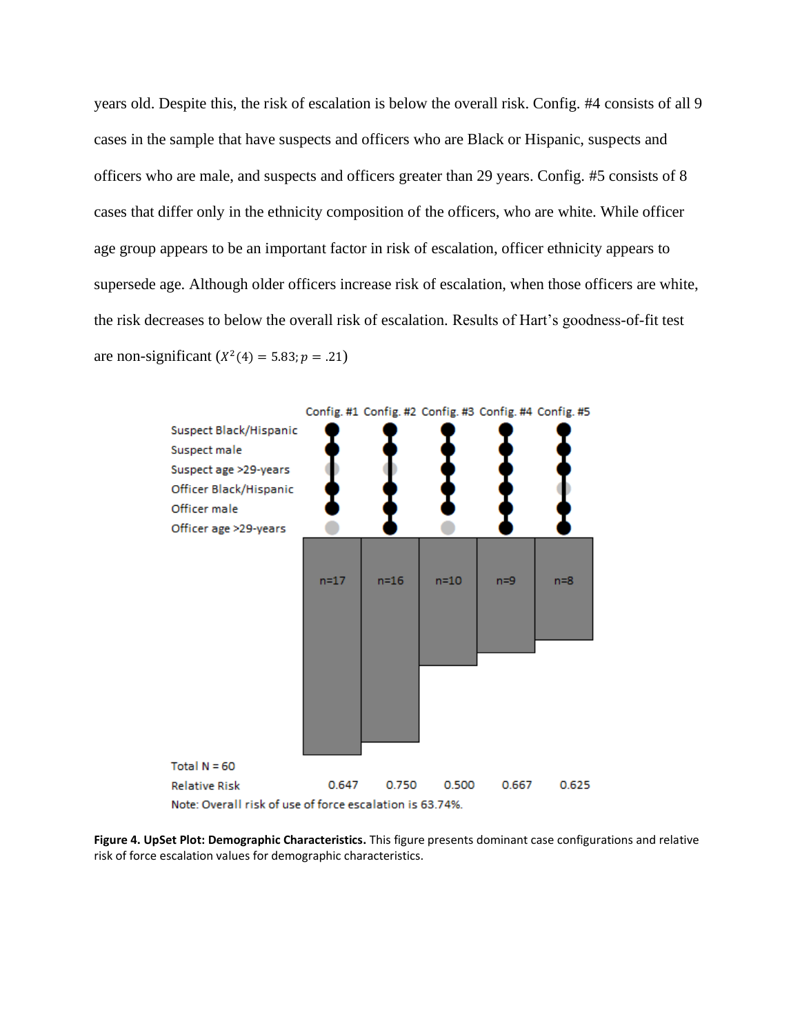years old. Despite this, the risk of escalation is below the overall risk. Config. #4 consists of all 9 cases in the sample that have suspects and officers who are Black or Hispanic, suspects and officers who are male, and suspects and officers greater than 29 years. Config. #5 consists of 8 cases that differ only in the ethnicity composition of the officers, who are white. While officer age group appears to be an important factor in risk of escalation, officer ethnicity appears to supersede age. Although older officers increase risk of escalation, when those officers are white, the risk decreases to below the overall risk of escalation. Results of Hart's goodness-of-fit test are non-significant ($X^2(4) = 5.83; p = .21$)

| | Config. #1 | Config. #2 | Config. #3 | Config. #4 | Config. #5 |
|---|---|---|---|---|---|
| Suspect Black/Hispanic | ● | ● | ● | ● | ● |
| Suspect male | ● | ● | ● | ● | ● |
| Suspect age >29-years | ○ | ○ | ● | ● | ● |
| Officer Black/Hispanic | ● | ● | ● | ● | ○ |
| Officer male | ● | ● | ● | ● | ● |
| Officer age >29-years | ○ | ● | ○ | ● | ● |
| | n=17 | n=16 | n=10 | n=9 | n=8 |
| Relative Risk | 0.647 | 0.750 | 0.500 | 0.667 | 0.625 |

Total N = 60

Note: Overall risk of use of force escalation is 63.74%.

**Figure 4. UpSet Plot: Demographic Characteristics.** This figure presents dominant case configurations and relative risk of force escalation values for demographic characteristics.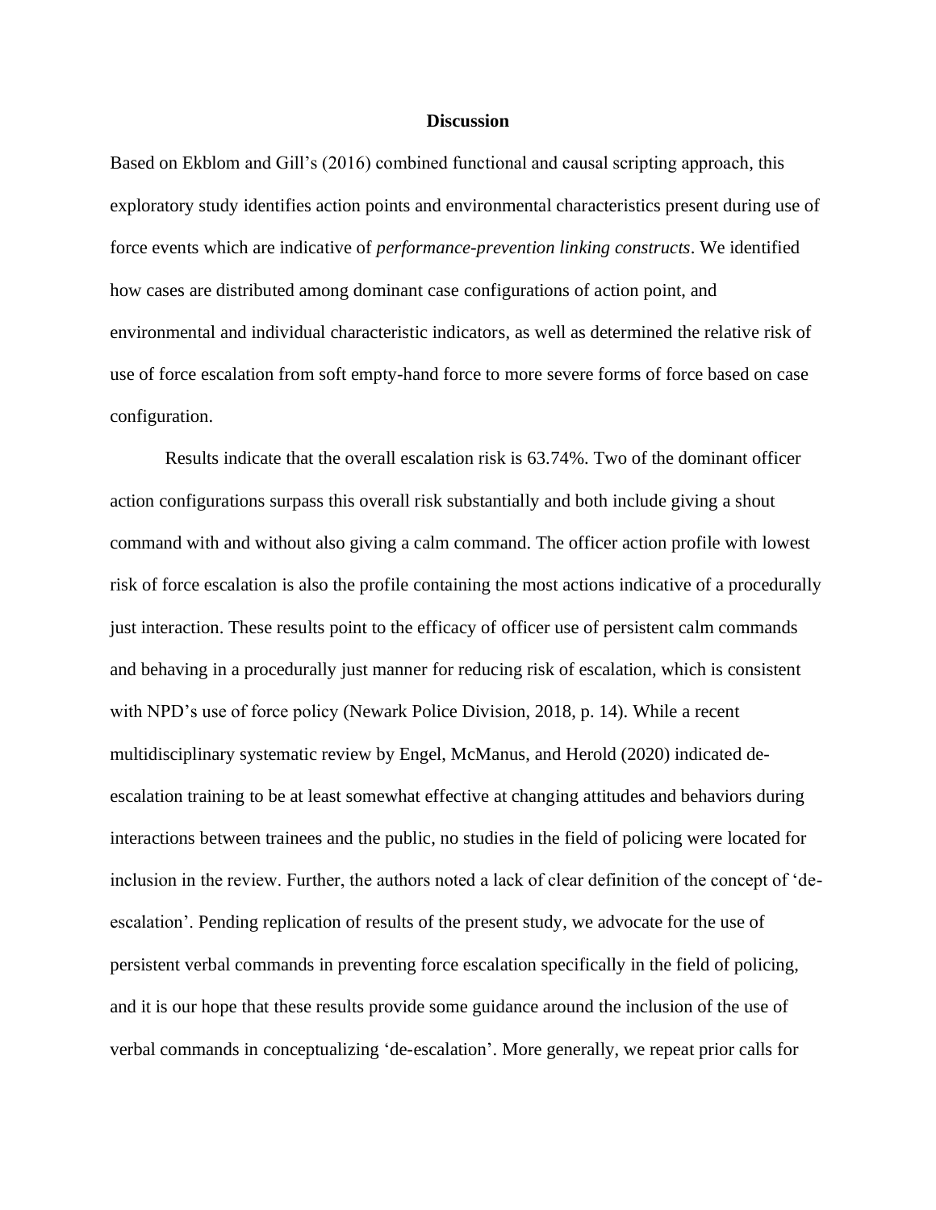## Discussion

Based on Ekblom and Gill's (2016) combined functional and causal scripting approach, this exploratory study identifies action points and environmental characteristics present during use of force events which are indicative of *performance-prevention linking constructs*. We identified how cases are distributed among dominant case configurations of action point, and environmental and individual characteristic indicators, as well as determined the relative risk of use of force escalation from soft empty-hand force to more severe forms of force based on case configuration.

Results indicate that the overall escalation risk is 63.74%. Two of the dominant officer action configurations surpass this overall risk substantially and both include giving a shout command with and without also giving a calm command. The officer action profile with lowest risk of force escalation is also the profile containing the most actions indicative of a procedurally just interaction. These results point to the efficacy of officer use of persistent calm commands and behaving in a procedurally just manner for reducing risk of escalation, which is consistent with NPD's use of force policy (Newark Police Division, 2018, p. 14). While a recent multidisciplinary systematic review by Engel, McManus, and Herold (2020) indicated de-escalation training to be at least somewhat effective at changing attitudes and behaviors during interactions between trainees and the public, no studies in the field of policing were located for inclusion in the review. Further, the authors noted a lack of clear definition of the concept of 'de-escalation'. Pending replication of results of the present study, we advocate for the use of persistent verbal commands in preventing force escalation specifically in the field of policing, and it is our hope that these results provide some guidance around the inclusion of the use of verbal commands in conceptualizing 'de-escalation'. More generally, we repeat prior calls for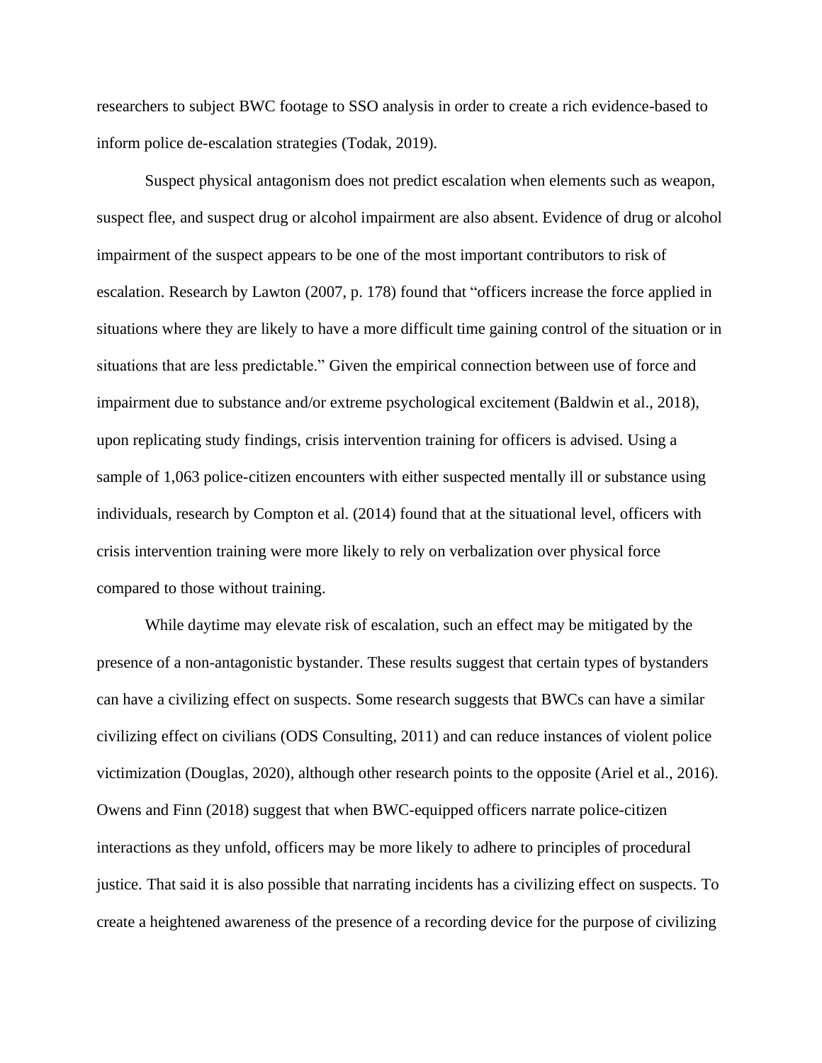researchers to subject BWC footage to SSO analysis in order to create a rich evidence-based to inform police de-escalation strategies (Todak, 2019).

Suspect physical antagonism does not predict escalation when elements such as weapon, suspect flee, and suspect drug or alcohol impairment are also absent. Evidence of drug or alcohol impairment of the suspect appears to be one of the most important contributors to risk of escalation. Research by Lawton (2007, p. 178) found that "officers increase the force applied in situations where they are likely to have a more difficult time gaining control of the situation or in situations that are less predictable." Given the empirical connection between use of force and impairment due to substance and/or extreme psychological excitement (Baldwin et al., 2018), upon replicating study findings, crisis intervention training for officers is advised. Using a sample of 1,063 police-citizen encounters with either suspected mentally ill or substance using individuals, research by Compton et al. (2014) found that at the situational level, officers with crisis intervention training were more likely to rely on verbalization over physical force compared to those without training.

While daytime may elevate risk of escalation, such an effect may be mitigated by the presence of a non-antagonistic bystander. These results suggest that certain types of bystanders can have a civilizing effect on suspects. Some research suggests that BWCs can have a similar civilizing effect on civilians (ODS Consulting, 2011) and can reduce instances of violent police victimization (Douglas, 2020), although other research points to the opposite (Ariel et al., 2016). Owens and Finn (2018) suggest that when BWC-equipped officers narrate police-citizen interactions as they unfold, officers may be more likely to adhere to principles of procedural justice. That said it is also possible that narrating incidents has a civilizing effect on suspects. To create a heightened awareness of the presence of a recording device for the purpose of civilizing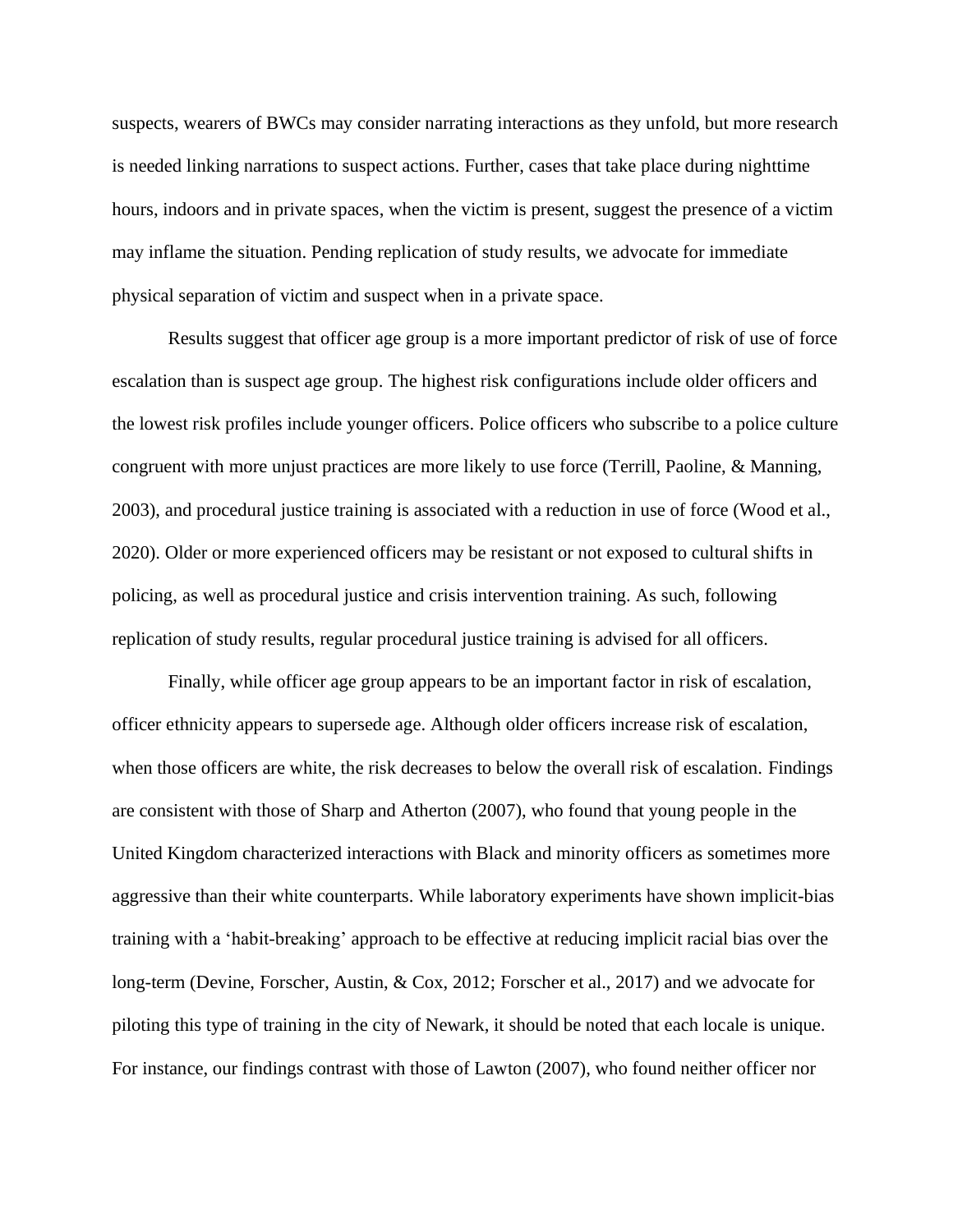suspects, wearers of BWCs may consider narrating interactions as they unfold, but more research is needed linking narrations to suspect actions. Further, cases that take place during nighttime hours, indoors and in private spaces, when the victim is present, suggest the presence of a victim may inflame the situation. Pending replication of study results, we advocate for immediate physical separation of victim and suspect when in a private space.

Results suggest that officer age group is a more important predictor of risk of use of force escalation than is suspect age group. The highest risk configurations include older officers and the lowest risk profiles include younger officers. Police officers who subscribe to a police culture congruent with more unjust practices are more likely to use force (Terrill, Paoline, & Manning, 2003), and procedural justice training is associated with a reduction in use of force (Wood et al., 2020). Older or more experienced officers may be resistant or not exposed to cultural shifts in policing, as well as procedural justice and crisis intervention training. As such, following replication of study results, regular procedural justice training is advised for all officers.

Finally, while officer age group appears to be an important factor in risk of escalation, officer ethnicity appears to supersede age. Although older officers increase risk of escalation, when those officers are white, the risk decreases to below the overall risk of escalation. Findings are consistent with those of Sharp and Atherton (2007), who found that young people in the United Kingdom characterized interactions with Black and minority officers as sometimes more aggressive than their white counterparts. While laboratory experiments have shown implicit-bias training with a 'habit-breaking' approach to be effective at reducing implicit racial bias over the long-term (Devine, Forscher, Austin, & Cox, 2012; Forscher et al., 2017) and we advocate for piloting this type of training in the city of Newark, it should be noted that each locale is unique. For instance, our findings contrast with those of Lawton (2007), who found neither officer nor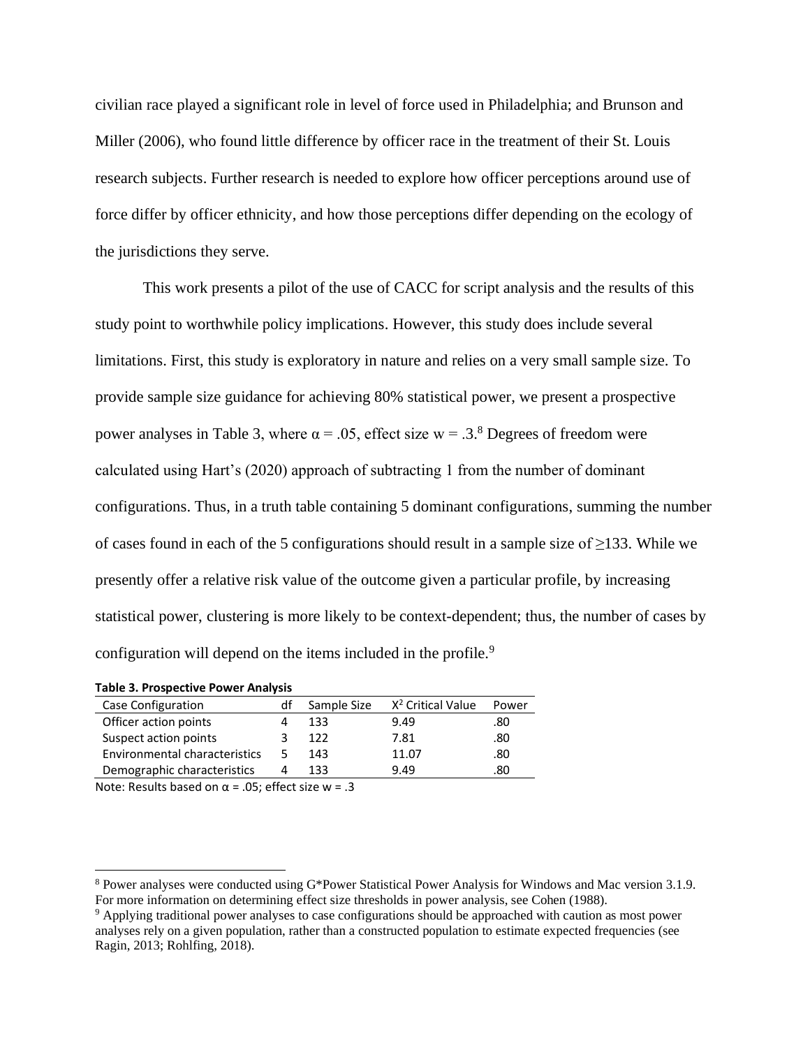civilian race played a significant role in level of force used in Philadelphia; and Brunson and Miller (2006), who found little difference by officer race in the treatment of their St. Louis research subjects. Further research is needed to explore how officer perceptions around use of force differ by officer ethnicity, and how those perceptions differ depending on the ecology of the jurisdictions they serve.

This work presents a pilot of the use of CACC for script analysis and the results of this study point to worthwhile policy implications. However, this study does include several limitations. First, this study is exploratory in nature and relies on a very small sample size. To provide sample size guidance for achieving 80% statistical power, we present a prospective power analyses in Table 3, where $\alpha = .05$, effect size $w = .3$.[8] Degrees of freedom were calculated using Hart's (2020) approach of subtracting 1 from the number of dominant configurations. Thus, in a truth table containing 5 dominant configurations, summing the number of cases found in each of the 5 configurations should result in a sample size of $\geq 133$. While we presently offer a relative risk value of the outcome given a particular profile, by increasing statistical power, clustering is more likely to be context-dependent; thus, the number of cases by configuration will depend on the items included in the profile.[9]

**Table 3. Prospective Power Analysis**

| Case Configuration | df | Sample Size | $X^2$ Critical Value | Power |
|---|---|---|---|---|
| Officer action points | 4 | 133 | 9.49 | .80 |
| Suspect action points | 3 | 122 | 7.81 | .80 |
| Environmental characteristics | 5 | 143 | 11.07 | .80 |
| Demographic characteristics | 4 | 133 | 9.49 | .80 |

Note: Results based on $\alpha = .05$; effect size $w = .3$

[8] Power analyses were conducted using G*Power Statistical Power Analysis for Windows and Mac version 3.1.9. For more information on determining effect size thresholds in power analysis, see Cohen (1988).

[9] Applying traditional power analyses to case configurations should be approached with caution as most power analyses rely on a given population, rather than a constructed population to estimate expected frequencies (see Ragin, 2013; Rohlfing, 2018).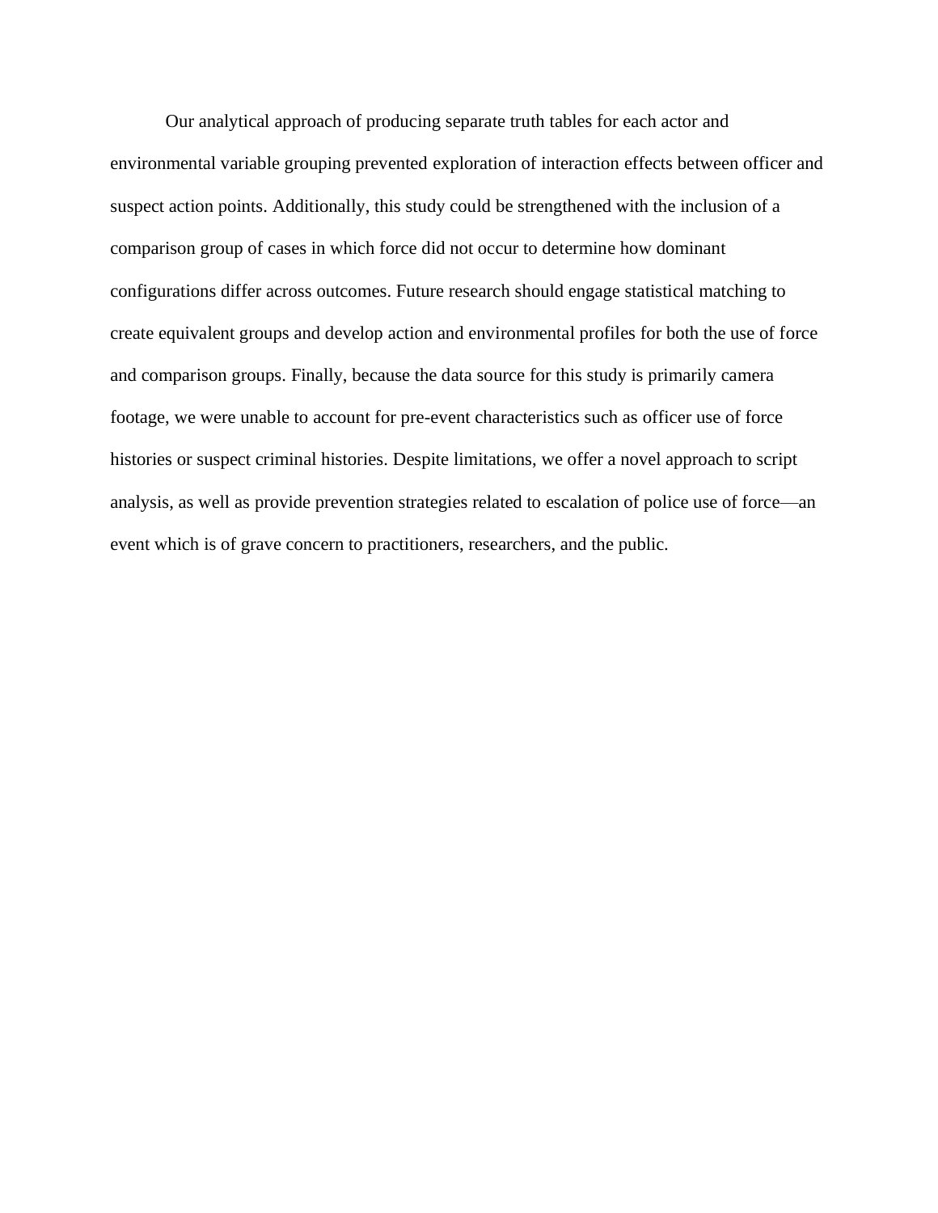Our analytical approach of producing separate truth tables for each actor and environmental variable grouping prevented exploration of interaction effects between officer and suspect action points. Additionally, this study could be strengthened with the inclusion of a comparison group of cases in which force did not occur to determine how dominant configurations differ across outcomes. Future research should engage statistical matching to create equivalent groups and develop action and environmental profiles for both the use of force and comparison groups. Finally, because the data source for this study is primarily camera footage, we were unable to account for pre-event characteristics such as officer use of force histories or suspect criminal histories. Despite limitations, we offer a novel approach to script analysis, as well as provide prevention strategies related to escalation of police use of force—an event which is of grave concern to practitioners, researchers, and the public.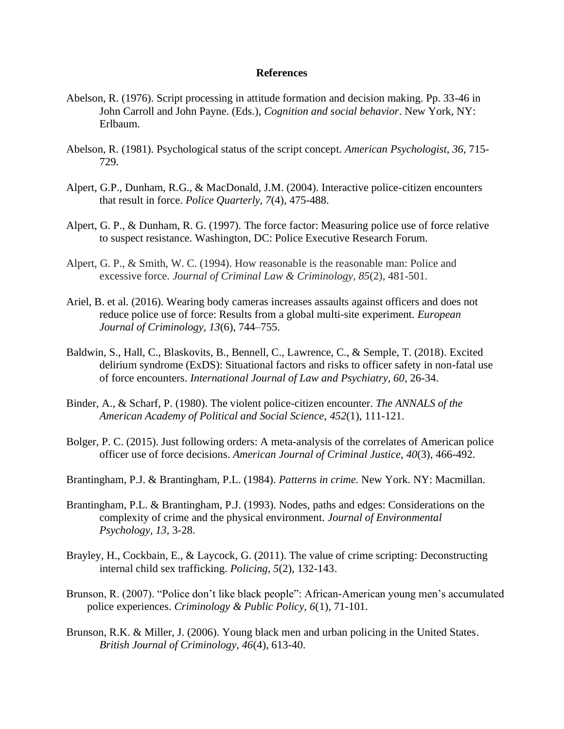# References

Abelson, R. (1976). Script processing in attitude formation and decision making. Pp. 33-46 in John Carroll and John Payne. (Eds.), *Cognition and social behavior*. New York, NY: Erlbaum.

Abelson, R. (1981). Psychological status of the script concept. *American Psychologist, 36*, 715-729.

Alpert, G.P., Dunham, R.G., & MacDonald, J.M. (2004). Interactive police-citizen encounters that result in force. *Police Quarterly, 7*(4), 475-488.

Alpert, G. P., & Dunham, R. G. (1997). The force factor: Measuring police use of force relative to suspect resistance. Washington, DC: Police Executive Research Forum.

Alpert, G. P., & Smith, W. C. (1994). How reasonable is the reasonable man: Police and excessive force. *Journal of Criminal Law & Criminology, 85*(2), 481-501.

Ariel, B. et al. (2016). Wearing body cameras increases assaults against officers and does not reduce police use of force: Results from a global multi-site experiment. *European Journal of Criminology, 13*(6), 744–755.

Baldwin, S., Hall, C., Blaskovits, B., Bennell, C., Lawrence, C., & Semple, T. (2018). Excited delirium syndrome (ExDS): Situational factors and risks to officer safety in non-fatal use of force encounters. *International Journal of Law and Psychiatry, 60*, 26-34.

Binder, A., & Scharf, P. (1980). The violent police-citizen encounter. *The ANNALS of the American Academy of Political and Social Science, 452*(1), 111-121.

Bolger, P. C. (2015). Just following orders: A meta-analysis of the correlates of American police officer use of force decisions. *American Journal of Criminal Justice, 40*(3), 466-492.

Brantingham, P.J. & Brantingham, P.L. (1984). *Patterns in crime.* New York. NY: Macmillan.

Brantingham, P.L. & Brantingham, P.J. (1993). Nodes, paths and edges: Considerations on the complexity of crime and the physical environment. *Journal of Environmental Psychology, 13*, 3-28.

Brayley, H., Cockbain, E., & Laycock, G. (2011). The value of crime scripting: Deconstructing internal child sex trafficking. *Policing, 5*(2), 132-143.

Brunson, R. (2007). "Police don't like black people": African-American young men's accumulated police experiences. *Criminology & Public Policy, 6*(1), 71-101.

Brunson, R.K. & Miller, J. (2006). Young black men and urban policing in the United States. *British Journal of Criminology, 46*(4), 613-40.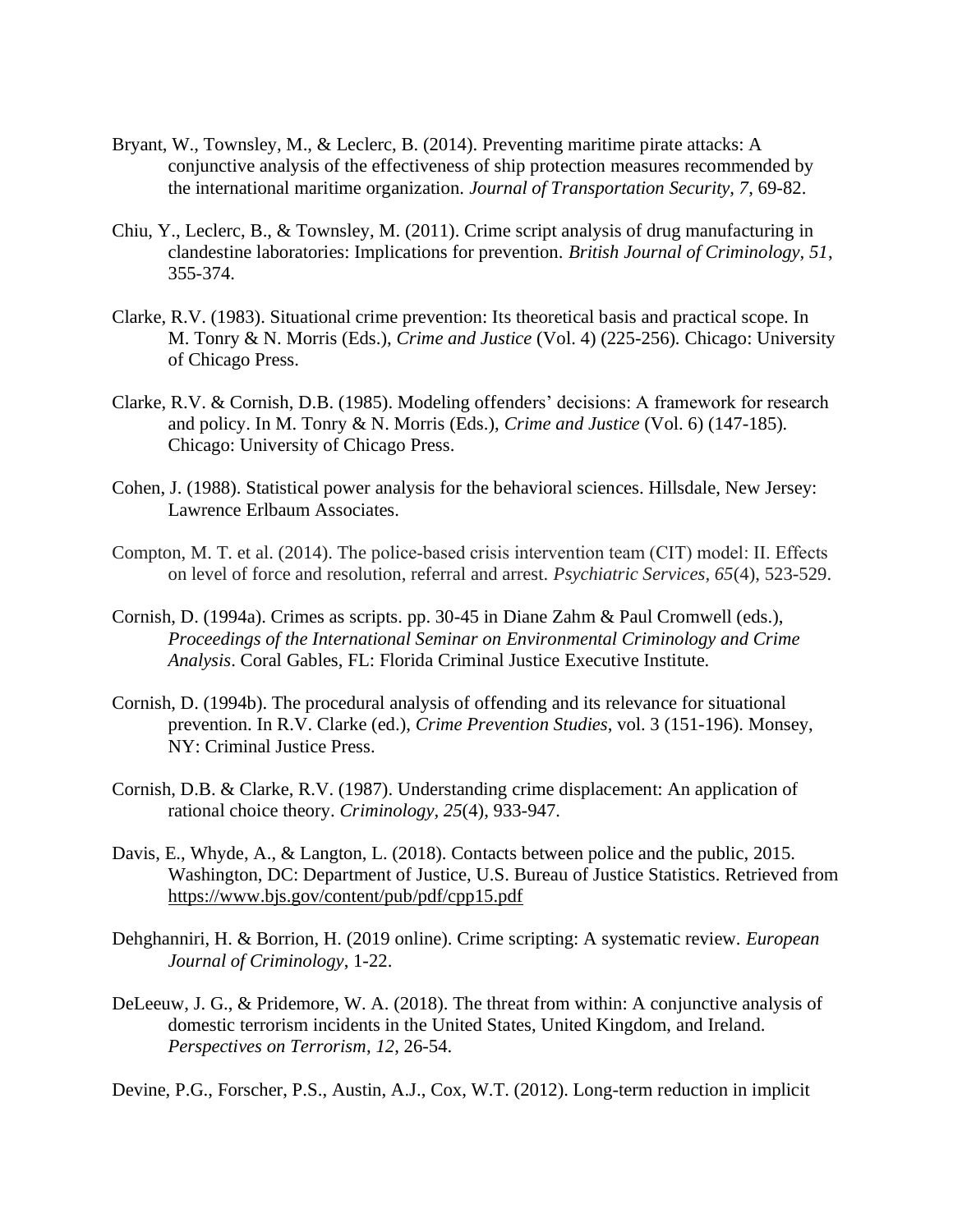Bryant, W., Townsley, M., & Leclerc, B. (2014). Preventing maritime pirate attacks: A conjunctive analysis of the effectiveness of ship protection measures recommended by the international maritime organization. *Journal of Transportation Security*, *7*, 69-82.

Chiu, Y., Leclerc, B., & Townsley, M. (2011). Crime script analysis of drug manufacturing in clandestine laboratories: Implications for prevention. *British Journal of Criminology*, *51*, 355-374.

Clarke, R.V. (1983). Situational crime prevention: Its theoretical basis and practical scope. In M. Tonry & N. Morris (Eds.), *Crime and Justice* (Vol. 4) (225-256). Chicago: University of Chicago Press.

Clarke, R.V. & Cornish, D.B. (1985). Modeling offenders' decisions: A framework for research and policy. In M. Tonry & N. Morris (Eds.), *Crime and Justice* (Vol. 6) (147-185). Chicago: University of Chicago Press.

Cohen, J. (1988). Statistical power analysis for the behavioral sciences. Hillsdale, New Jersey: Lawrence Erlbaum Associates.

Compton, M. T. et al. (2014). The police-based crisis intervention team (CIT) model: II. Effects on level of force and resolution, referral and arrest. *Psychiatric Services, 65*(4), 523-529.

Cornish, D. (1994a). Crimes as scripts. pp. 30-45 in Diane Zahm & Paul Cromwell (eds.), *Proceedings of the International Seminar on Environmental Criminology and Crime Analysis*. Coral Gables, FL: Florida Criminal Justice Executive Institute.

Cornish, D. (1994b). The procedural analysis of offending and its relevance for situational prevention. In R.V. Clarke (ed.), *Crime Prevention Studies*, vol. 3 (151-196). Monsey, NY: Criminal Justice Press.

Cornish, D.B. & Clarke, R.V. (1987). Understanding crime displacement: An application of rational choice theory. *Criminology, 25*(4), 933-947.

Davis, E., Whyde, A., & Langton, L. (2018). Contacts between police and the public, 2015. Washington, DC: Department of Justice, U.S. Bureau of Justice Statistics. Retrieved from https://www.bjs.gov/content/pub/pdf/cpp15.pdf

Dehghanniri, H. & Borrion, H. (2019 online). Crime scripting: A systematic review. *European Journal of Criminology*, 1-22.

DeLeeuw, J. G., & Pridemore, W. A. (2018). The threat from within: A conjunctive analysis of domestic terrorism incidents in the United States, United Kingdom, and Ireland. *Perspectives on Terrorism*, *12*, 26-54.

Devine, P.G., Forscher, P.S., Austin, A.J., Cox, W.T. (2012). Long-term reduction in implicit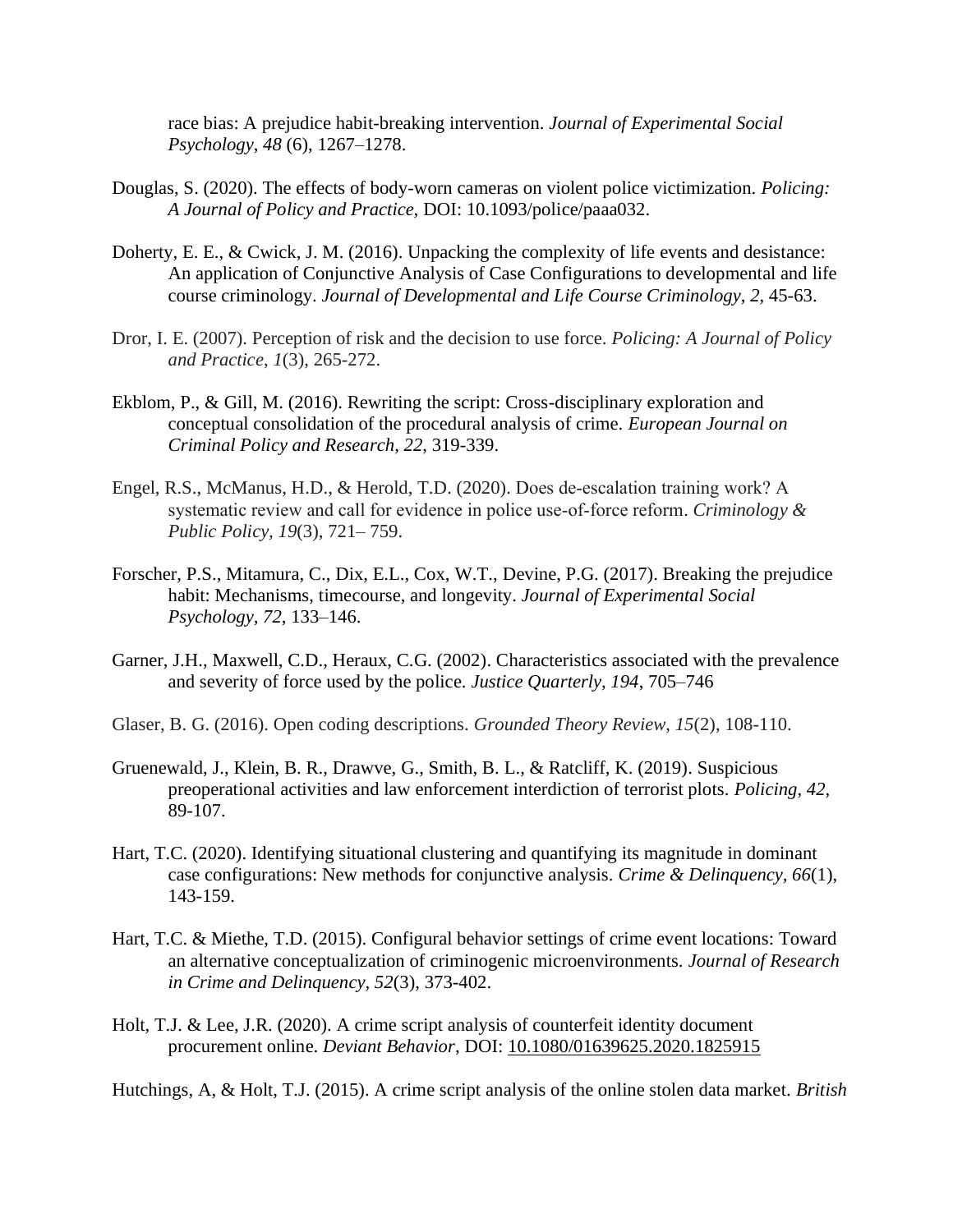race bias: A prejudice habit-breaking intervention. *Journal of Experimental Social Psychology*, *48* (6), 1267–1278.

Douglas, S. (2020). The effects of body-worn cameras on violent police victimization. *Policing: A Journal of Policy and Practice*, DOI: 10.1093/police/paaa032.

Doherty, E. E., & Cwick, J. M. (2016). Unpacking the complexity of life events and desistance: An application of Conjunctive Analysis of Case Configurations to developmental and life course criminology. *Journal of Developmental and Life Course Criminology*, *2*, 45-63.

Dror, I. E. (2007). Perception of risk and the decision to use force. *Policing: A Journal of Policy and Practice*, *1*(3), 265-272.

Ekblom, P., & Gill, M. (2016). Rewriting the script: Cross-disciplinary exploration and conceptual consolidation of the procedural analysis of crime. *European Journal on Criminal Policy and Research, 22*, 319-339.

Engel, R.S., McManus, H.D., & Herold, T.D. (2020). Does de-escalation training work? A systematic review and call for evidence in police use-of-force reform. *Criminology & Public Policy, 19*(3), 721– 759.

Forscher, P.S., Mitamura, C., Dix, E.L., Cox, W.T., Devine, P.G. (2017). Breaking the prejudice habit: Mechanisms, timecourse, and longevity. *Journal of Experimental Social Psychology, 72*, 133–146.

Garner, J.H., Maxwell, C.D., Heraux, C.G. (2002). Characteristics associated with the prevalence and severity of force used by the police. *Justice Quarterly, 194*, 705–746

Glaser, B. G. (2016). Open coding descriptions. *Grounded Theory Review*, *15*(2), 108-110.

Gruenewald, J., Klein, B. R., Drawve, G., Smith, B. L., & Ratcliff, K. (2019). Suspicious preoperational activities and law enforcement interdiction of terrorist plots. *Policing*, *42*, 89-107.

Hart, T.C. (2020). Identifying situational clustering and quantifying its magnitude in dominant case configurations: New methods for conjunctive analysis. *Crime & Delinquency, 66*(1), 143-159.

Hart, T.C. & Miethe, T.D. (2015). Configural behavior settings of crime event locations: Toward an alternative conceptualization of criminogenic microenvironments. *Journal of Research in Crime and Delinquency, 52*(3), 373-402.

Holt, T.J. & Lee, J.R. (2020). A crime script analysis of counterfeit identity document procurement online. *Deviant Behavior*, DOI: 10.1080/01639625.2020.1825915

Hutchings, A, & Holt, T.J. (2015). A crime script analysis of the online stolen data market. *British*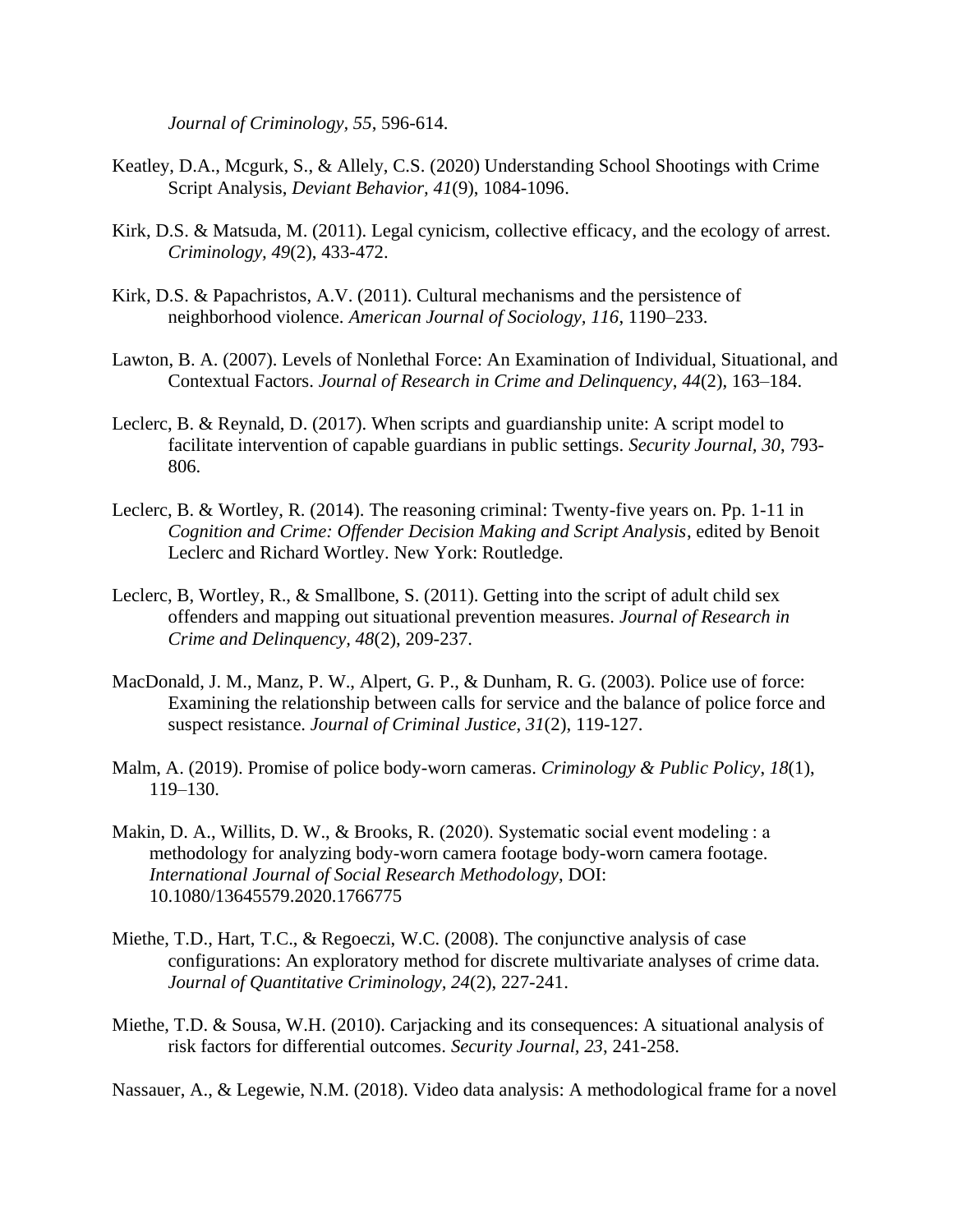*Journal of Criminology*, *55*, 596-614.

Keatley, D.A., Mcgurk, S., & Allely, C.S. (2020) Understanding School Shootings with Crime Script Analysis, *Deviant Behavior*, *41*(9), 1084-1096.

Kirk, D.S. & Matsuda, M. (2011). Legal cynicism, collective efficacy, and the ecology of arrest. *Criminology, 49*(2), 433-472.

Kirk, D.S. & Papachristos, A.V. (2011). Cultural mechanisms and the persistence of neighborhood violence. *American Journal of Sociology*, *116*, 1190–233.

Lawton, B. A. (2007). Levels of Nonlethal Force: An Examination of Individual, Situational, and Contextual Factors. *Journal of Research in Crime and Delinquency*, *44*(2), 163–184.

Leclerc, B. & Reynald, D. (2017). When scripts and guardianship unite: A script model to facilitate intervention of capable guardians in public settings. *Security Journal, 30*, 793-806.

Leclerc, B. & Wortley, R. (2014). The reasoning criminal: Twenty-five years on. Pp. 1-11 in *Cognition and Crime: Offender Decision Making and Script Analysis*, edited by Benoit Leclerc and Richard Wortley. New York: Routledge.

Leclerc, B, Wortley, R., & Smallbone, S. (2011). Getting into the script of adult child sex offenders and mapping out situational prevention measures. *Journal of Research in Crime and Delinquency, 48*(2), 209-237.

MacDonald, J. M., Manz, P. W., Alpert, G. P., & Dunham, R. G. (2003). Police use of force: Examining the relationship between calls for service and the balance of police force and suspect resistance. *Journal of Criminal Justice, 31*(2), 119-127.

Malm, A. (2019). Promise of police body-worn cameras. *Criminology & Public Policy*, *18*(1), 119–130.

Makin, D. A., Willits, D. W., & Brooks, R. (2020). Systematic social event modeling : a methodology for analyzing body-worn camera footage body-worn camera footage. *International Journal of Social Research Methodology*, DOI: 10.1080/13645579.2020.1766775

Miethe, T.D., Hart, T.C., & Regoeczi, W.C. (2008). The conjunctive analysis of case configurations: An exploratory method for discrete multivariate analyses of crime data. *Journal of Quantitative Criminology, 24*(2), 227-241.

Miethe, T.D. & Sousa, W.H. (2010). Carjacking and its consequences: A situational analysis of risk factors for differential outcomes. *Security Journal, 23*, 241-258.

Nassauer, A., & Legewie, N.M. (2018). Video data analysis: A methodological frame for a novel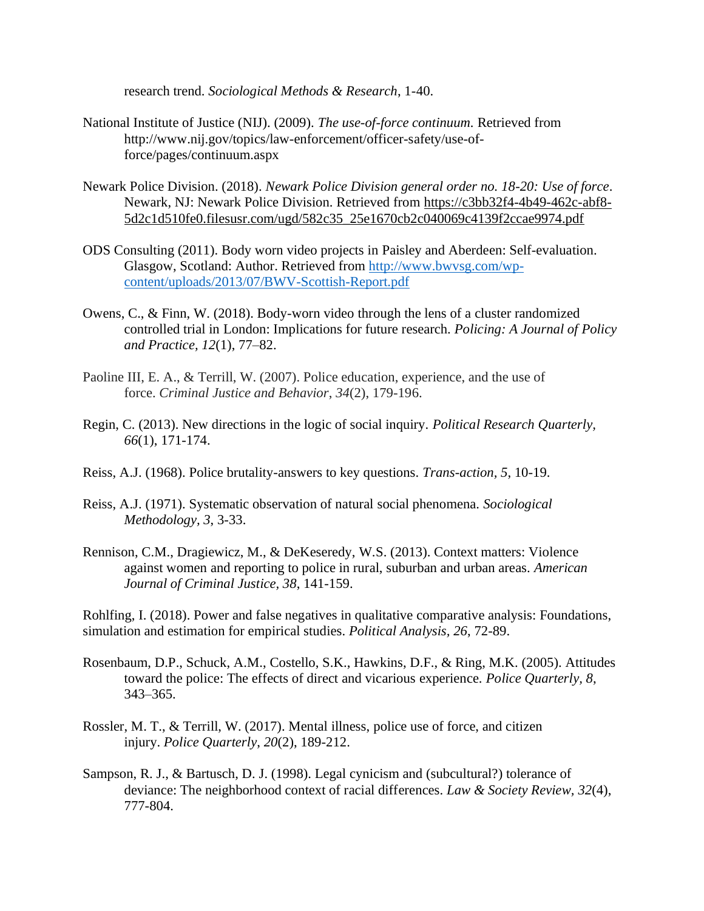research trend. *Sociological Methods & Research*, 1-40.

National Institute of Justice (NIJ). (2009). *The use-of-force continuum.* Retrieved from http://www.nij.gov/topics/law-enforcement/officer-safety/use-of-force/pages/continuum.aspx

Newark Police Division. (2018). *Newark Police Division general order no. 18-20: Use of force*. Newark, NJ: Newark Police Division. Retrieved from https://c3bb32f4-4b49-462c-abf8-5d2c1d510fe0.filesusr.com/ugd/582c35_25e1670cb2c040069c4139f2ccae9974.pdf

ODS Consulting (2011). Body worn video projects in Paisley and Aberdeen: Self-evaluation. Glasgow, Scotland: Author. Retrieved from http://www.bwvsg.com/wp-content/uploads/2013/07/BWV-Scottish-Report.pdf

Owens, C., & Finn, W. (2018). Body-worn video through the lens of a cluster randomized controlled trial in London: Implications for future research. *Policing: A Journal of Policy and Practice, 12*(1), 77–82.

Paoline III, E. A., & Terrill, W. (2007). Police education, experience, and the use of force. *Criminal Justice and Behavior*, *34*(2), 179-196.

Regin, C. (2013). New directions in the logic of social inquiry. *Political Research Quarterly, 66*(1), 171-174.

Reiss, A.J. (1968). Police brutality-answers to key questions. *Trans-action, 5*, 10-19.

Reiss, A.J. (1971). Systematic observation of natural social phenomena. *Sociological Methodology, 3*, 3-33.

Rennison, C.M., Dragiewicz, M., & DeKeseredy, W.S. (2013). Context matters: Violence against women and reporting to police in rural, suburban and urban areas. *American Journal of Criminal Justice, 38*, 141-159.

Rohlfing, I. (2018). Power and false negatives in qualitative comparative analysis: Foundations, simulation and estimation for empirical studies. *Political Analysis*, *26*, 72-89.

Rosenbaum, D.P., Schuck, A.M., Costello, S.K., Hawkins, D.F., & Ring, M.K. (2005). Attitudes toward the police: The effects of direct and vicarious experience. *Police Quarterly, 8*, 343–365.

Rossler, M. T., & Terrill, W. (2017). Mental illness, police use of force, and citizen injury. *Police Quarterly*, *20*(2), 189-212.

Sampson, R. J., & Bartusch, D. J. (1998). Legal cynicism and (subcultural?) tolerance of deviance: The neighborhood context of racial differences. *Law & Society Review, 32*(4), 777-804.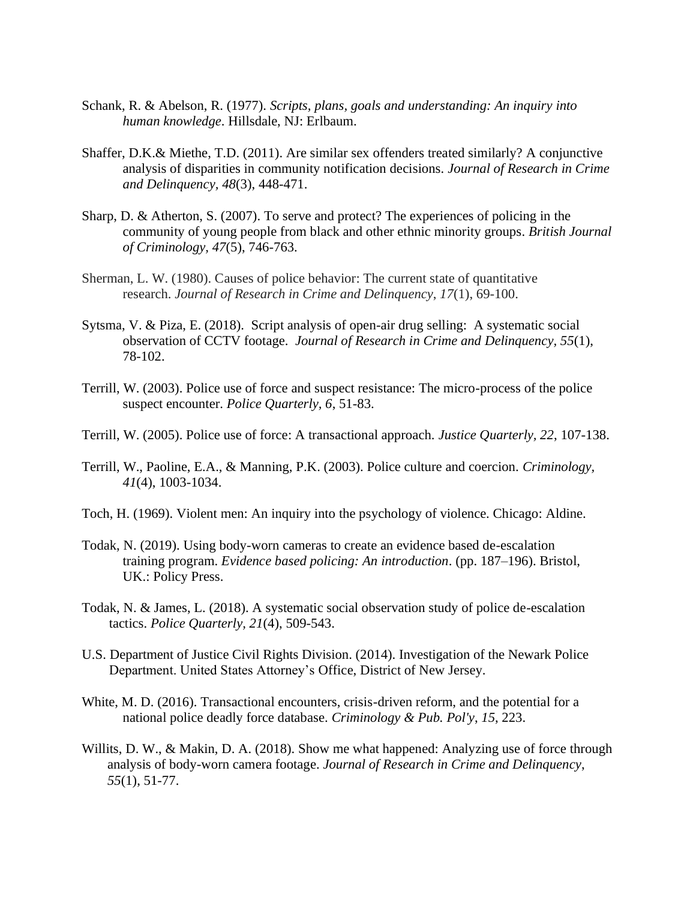Schank, R. & Abelson, R. (1977). *Scripts, plans, goals and understanding: An inquiry into human knowledge*. Hillsdale, NJ: Erlbaum.

Shaffer, D.K.& Miethe, T.D. (2011). Are similar sex offenders treated similarly? A conjunctive analysis of disparities in community notification decisions. *Journal of Research in Crime and Delinquency, 48*(3), 448-471.

Sharp, D. & Atherton, S. (2007). To serve and protect? The experiences of policing in the community of young people from black and other ethnic minority groups. *British Journal of Criminology, 47*(5), 746-763.

Sherman, L. W. (1980). Causes of police behavior: The current state of quantitative research. *Journal of Research in Crime and Delinquency*, *17*(1), 69-100.

Sytsma, V. & Piza, E. (2018). Script analysis of open-air drug selling: A systematic social observation of CCTV footage. *Journal of Research in Crime and Delinquency, 55*(1), 78-102.

Terrill, W. (2003). Police use of force and suspect resistance: The micro-process of the police suspect encounter. *Police Quarterly, 6*, 51-83.

Terrill, W. (2005). Police use of force: A transactional approach. *Justice Quarterly, 22*, 107-138.

Terrill, W., Paoline, E.A., & Manning, P.K. (2003). Police culture and coercion. *Criminology, 41*(4), 1003-1034.

Toch, H. (1969). Violent men: An inquiry into the psychology of violence. Chicago: Aldine.

Todak, N. (2019). Using body-worn cameras to create an evidence based de-escalation training program. *Evidence based policing: An introduction*. (pp. 187–196). Bristol, UK.: Policy Press.

Todak, N. & James, L. (2018). A systematic social observation study of police de-escalation tactics. *Police Quarterly, 21*(4), 509-543.

U.S. Department of Justice Civil Rights Division. (2014). Investigation of the Newark Police Department. United States Attorney's Office, District of New Jersey.

White, M. D. (2016). Transactional encounters, crisis-driven reform, and the potential for a national police deadly force database. *Criminology & Pub. Pol'y*, *15*, 223.

Willits, D. W., & Makin, D. A. (2018). Show me what happened: Analyzing use of force through analysis of body-worn camera footage. *Journal of Research in Crime and Delinquency*, *55*(1), 51-77.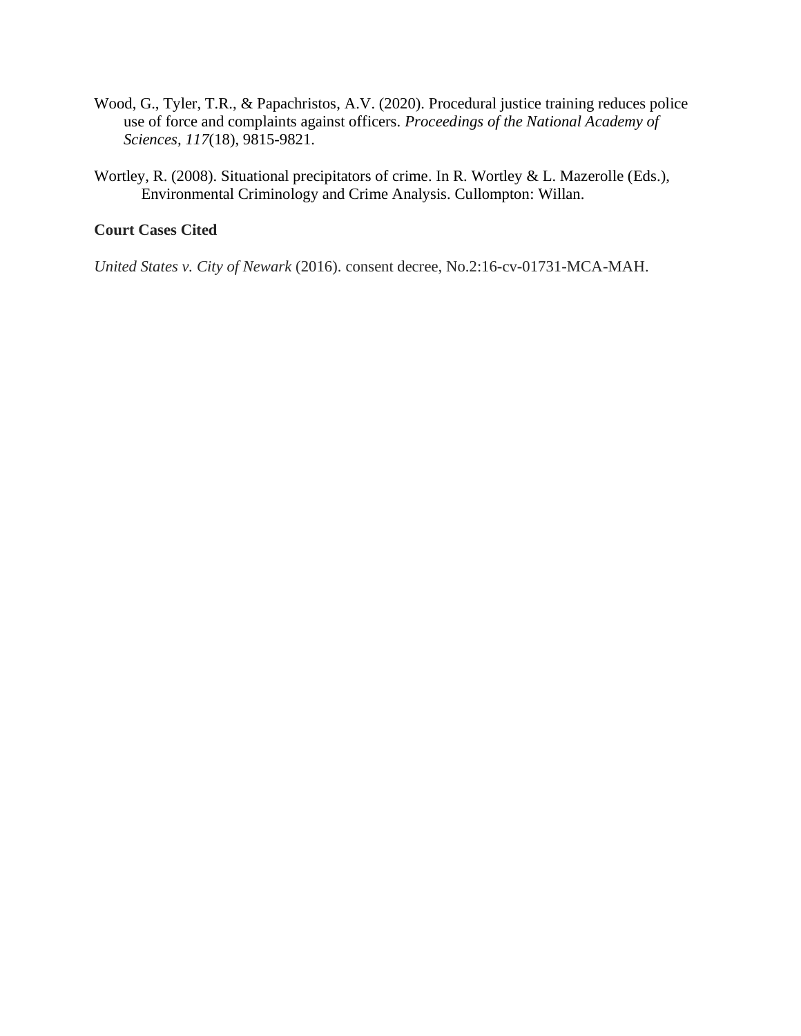Wood, G., Tyler, T.R., & Papachristos, A.V. (2020). Procedural justice training reduces police use of force and complaints against officers. *Proceedings of the National Academy of Sciences*, *117*(18), 9815-9821.

Wortley, R. (2008). Situational precipitators of crime. In R. Wortley & L. Mazerolle (Eds.), Environmental Criminology and Crime Analysis. Cullompton: Willan.

**Court Cases Cited**

*United States v. City of Newark* (2016). consent decree, No.2:16-cv-01731-MCA-MAH.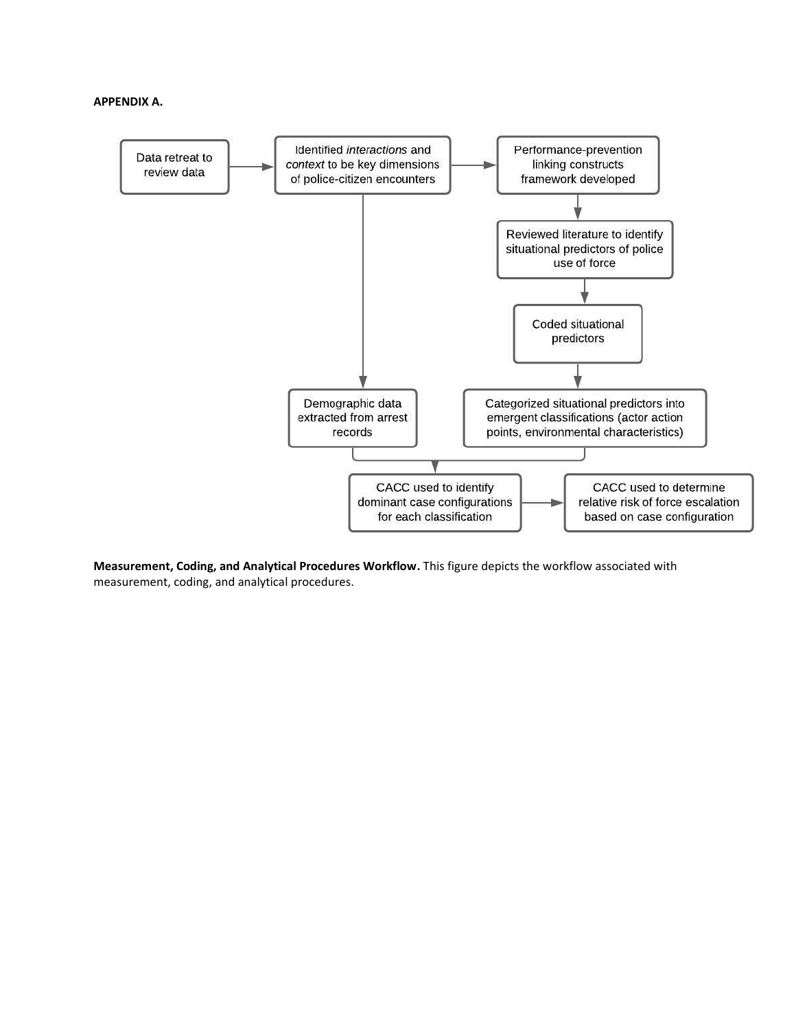**APPENDIX A.**

Data retreat to review data

Identified *interactions* and *context* to be key dimensions of police-citizen encounters

Performance-prevention linking constructs framework developed

Reviewed literature to identify situational predictors of police use of force

Coded situational predictors

Demographic data extracted from arrest records

Categorized situational predictors into emergent classifications (actor action points, environmental characteristics)

CACC used to identify dominant case configurations for each classification

CACC used to determine relative risk of force escalation based on case configuration

**Measurement, Coding, and Analytical Procedures Workflow.** This figure depicts the workflow associated with measurement, coding, and analytical procedures.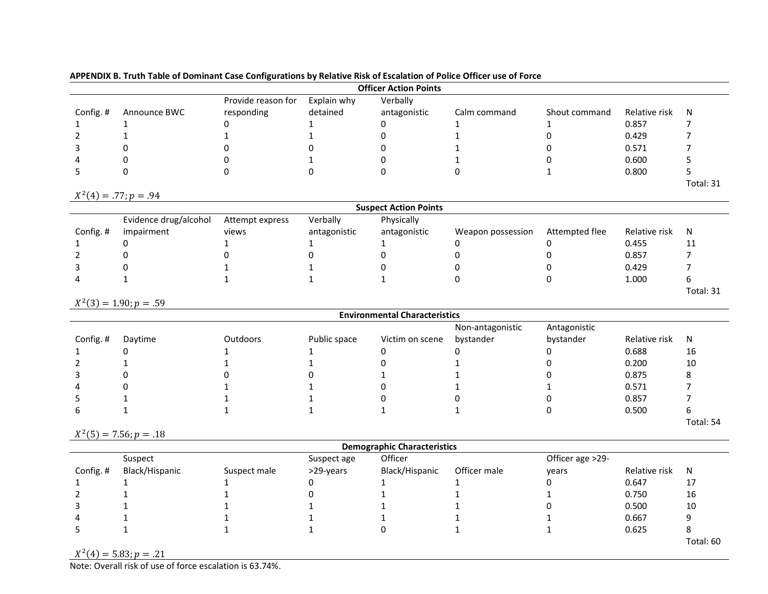**APPENDIX B. Truth Table of Dominant Case Configurations by Relative Risk of Escalation of Police Officer use of Force**

**Officer Action Points**

| Config. # | Announce BWC | Provide reason for responding | Explain why detained | Verbally antagonistic | Calm command | Shout command | Relative risk | N |
|---|---|---|---|---|---|---|---|---|
| 1 | 1 | 0 | 1 | 0 | 1 | 1 | 0.857 | 7 |
| 2 | 1 | 1 | 1 | 0 | 1 | 0 | 0.429 | 7 |
| 3 | 0 | 0 | 0 | 0 | 1 | 0 | 0.571 | 7 |
| 4 | 0 | 0 | 1 | 0 | 1 | 0 | 0.600 | 5 |
| 5 | 0 | 0 | 0 | 0 | 0 | 1 | 0.800 | 5 |
| | | | | | | | | Total: 31 |

$X^2(4) = .77; p = .94$

**Suspect Action Points**

| Config. # | Evidence drug/alcohol impairment | Attempt express views | Verbally antagonistic | Physically antagonistic | Weapon possession | Attempted flee | Relative risk | N |
|---|---|---|---|---|---|---|---|---|
| 1 | 0 | 1 | 1 | 1 | 0 | 0 | 0.455 | 11 |
| 2 | 0 | 0 | 0 | 0 | 0 | 0 | 0.857 | 7 |
| 3 | 0 | 1 | 1 | 0 | 0 | 0 | 0.429 | 7 |
| 4 | 1 | 1 | 1 | 1 | 0 | 0 | 1.000 | 6 |
| | | | | | | | | Total: 31 |

$X^2(3) = 1.90; p = .59$

**Environmental Characteristics**

| Config. # | Daytime | Outdoors | Public space | Victim on scene | Non-antagonistic bystander | Antagonistic bystander | Relative risk | N |
|---|---|---|---|---|---|---|---|---|
| 1 | 0 | 1 | 1 | 0 | 0 | 0 | 0.688 | 16 |
| 2 | 1 | 1 | 1 | 0 | 1 | 0 | 0.200 | 10 |
| 3 | 0 | 0 | 0 | 1 | 1 | 0 | 0.875 | 8 |
| 4 | 0 | 1 | 1 | 0 | 1 | 1 | 0.571 | 7 |
| 5 | 1 | 1 | 1 | 0 | 0 | 0 | 0.857 | 7 |
| 6 | 1 | 1 | 1 | 1 | 1 | 0 | 0.500 | 6 |
| | | | | | | | | Total: 54 |

$X^2(5) = 7.56; p = .18$

**Demographic Characteristics**

| Config. # | Suspect Black/Hispanic | Suspect male | Suspect age >29-years | Officer Black/Hispanic | Officer male | Officer age >29-years | Relative risk | N |
|---|---|---|---|---|---|---|---|---|
| 1 | 1 | 1 | 0 | 1 | 1 | 0 | 0.647 | 17 |
| 2 | 1 | 1 | 0 | 1 | 1 | 1 | 0.750 | 16 |
| 3 | 1 | 1 | 1 | 1 | 1 | 0 | 0.500 | 10 |
| 4 | 1 | 1 | 1 | 1 | 1 | 1 | 0.667 | 9 |
| 5 | 1 | 1 | 1 | 0 | 1 | 1 | 0.625 | 8 |
| | | | | | | | | Total: 60 |

$X^2(4) = 5.83; p = .21$

Note: Overall risk of use of force escalation is 63.74%.